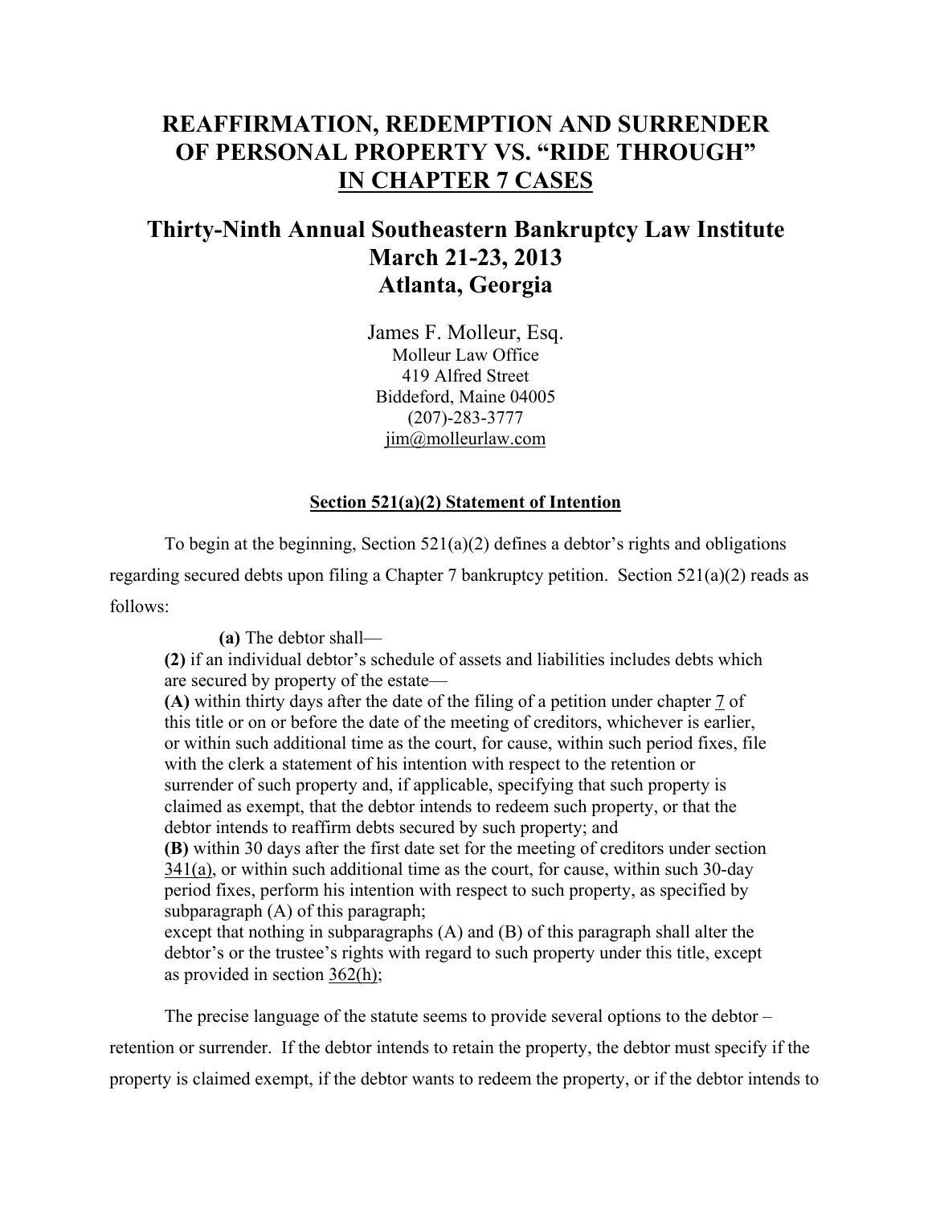# REAFFIRMATION, REDEMPTION AND SURRENDER OF PERSONAL PROPERTY VS. "RIDE THROUGH" IN CHAPTER 7 CASES

## Thirty-Ninth Annual Southeastern Bankruptcy Law Institute
## March 21-23, 2013
## Atlanta, Georgia

James F. Molleur, Esq.
Molleur Law Office
419 Alfred Street
Biddeford, Maine 04005
(207)-283-3777
jim@molleurlaw.com

### Section 521(a)(2) Statement of Intention

To begin at the beginning, Section 521(a)(2) defines a debtor's rights and obligations regarding secured debts upon filing a Chapter 7 bankruptcy petition. Section 521(a)(2) reads as follows:

> **(a)** The debtor shall—
> **(2)** if an individual debtor's schedule of assets and liabilities includes debts which are secured by property of the estate—
> **(A)** within thirty days after the date of the filing of a petition under chapter 7 of this title or on or before the date of the meeting of creditors, whichever is earlier, or within such additional time as the court, for cause, within such period fixes, file with the clerk a statement of his intention with respect to the retention or surrender of such property and, if applicable, specifying that such property is claimed as exempt, that the debtor intends to redeem such property, or that the debtor intends to reaffirm debts secured by such property; and
> **(B)** within 30 days after the first date set for the meeting of creditors under section 341(a), or within such additional time as the court, for cause, within such 30-day period fixes, perform his intention with respect to such property, as specified by subparagraph (A) of this paragraph;
> except that nothing in subparagraphs (A) and (B) of this paragraph shall alter the debtor's or the trustee's rights with regard to such property under this title, except as provided in section 362(h);

The precise language of the statute seems to provide several options to the debtor – retention or surrender. If the debtor intends to retain the property, the debtor must specify if the property is claimed exempt, if the debtor wants to redeem the property, or if the debtor intends to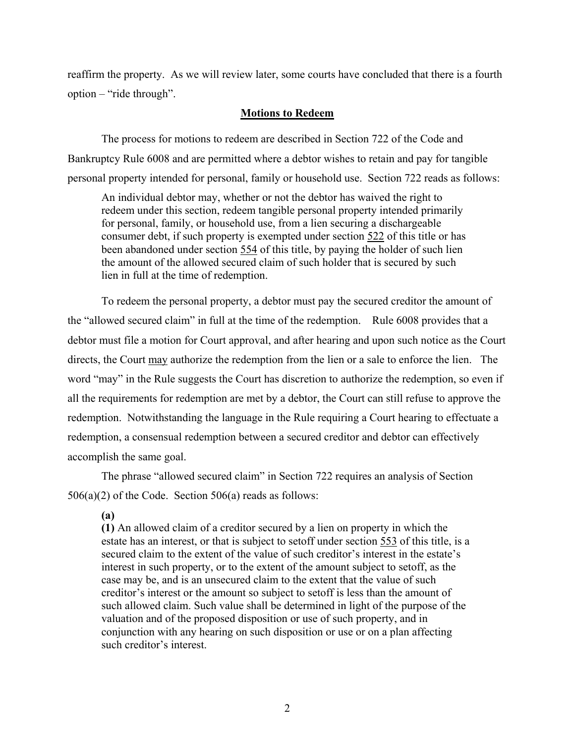reaffirm the property. As we will review later, some courts have concluded that there is a fourth option – "ride through".

## Motions to Redeem

The process for motions to redeem are described in Section 722 of the Code and Bankruptcy Rule 6008 and are permitted where a debtor wishes to retain and pay for tangible personal property intended for personal, family or household use. Section 722 reads as follows:

> An individual debtor may, whether or not the debtor has waived the right to redeem under this section, redeem tangible personal property intended primarily for personal, family, or household use, from a lien securing a dischargeable consumer debt, if such property is exempted under section 522 of this title or has been abandoned under section 554 of this title, by paying the holder of such lien the amount of the allowed secured claim of such holder that is secured by such lien in full at the time of redemption.

To redeem the personal property, a debtor must pay the secured creditor the amount of the "allowed secured claim" in full at the time of the redemption. Rule 6008 provides that a debtor must file a motion for Court approval, and after hearing and upon such notice as the Court directs, the Court may authorize the redemption from the lien or a sale to enforce the lien. The word "may" in the Rule suggests the Court has discretion to authorize the redemption, so even if all the requirements for redemption are met by a debtor, the Court can still refuse to approve the redemption. Notwithstanding the language in the Rule requiring a Court hearing to effectuate a redemption, a consensual redemption between a secured creditor and debtor can effectively accomplish the same goal.

The phrase "allowed secured claim" in Section 722 requires an analysis of Section 506(a)(2) of the Code. Section 506(a) reads as follows:

> **(a)**
> **(1)** An allowed claim of a creditor secured by a lien on property in which the estate has an interest, or that is subject to setoff under section 553 of this title, is a secured claim to the extent of the value of such creditor's interest in the estate's interest in such property, or to the extent of the amount subject to setoff, as the case may be, and is an unsecured claim to the extent that the value of such creditor's interest or the amount so subject to setoff is less than the amount of such allowed claim. Such value shall be determined in light of the purpose of the valuation and of the proposed disposition or use of such property, and in conjunction with any hearing on such disposition or use or on a plan affecting such creditor's interest.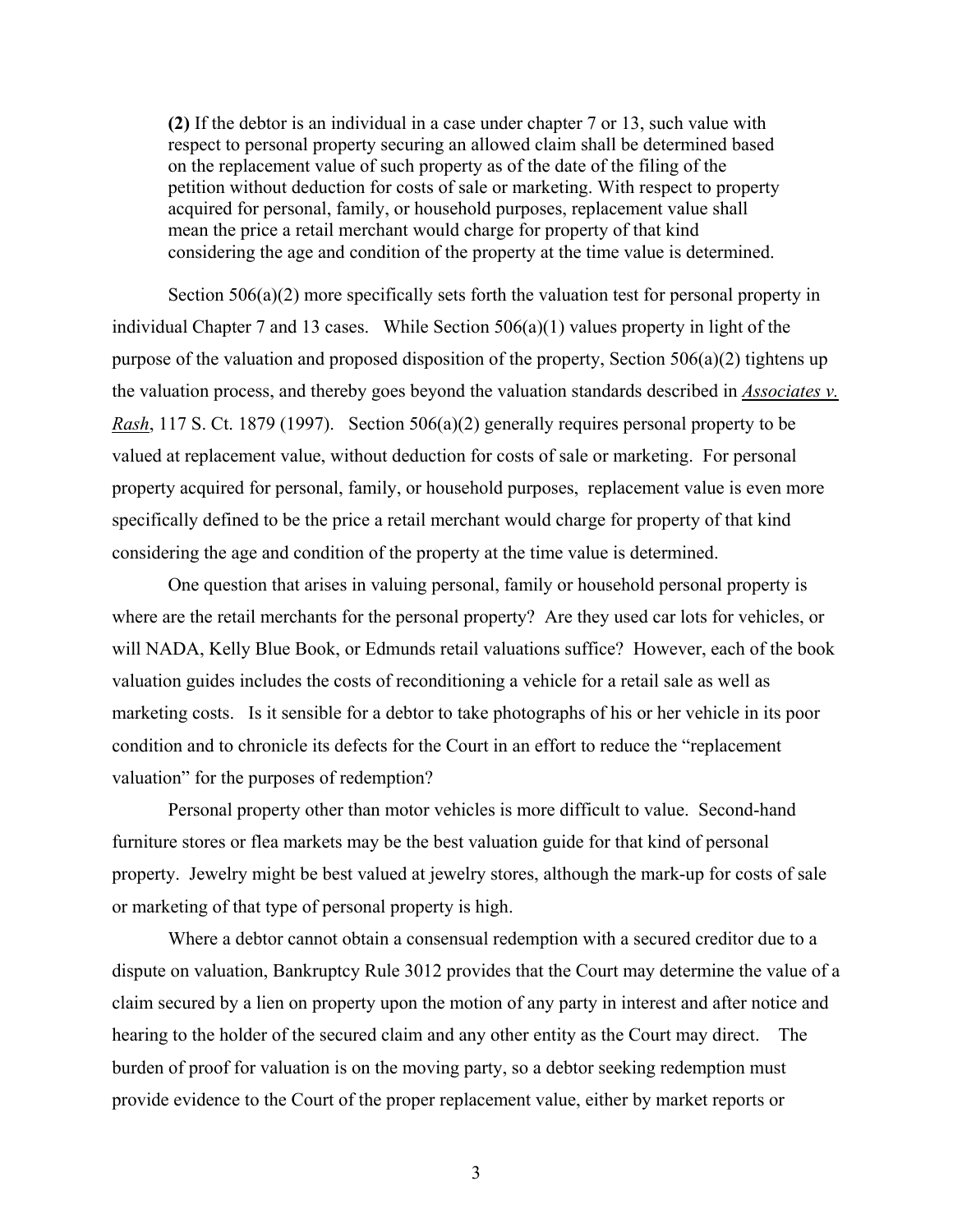> **(2)** If the debtor is an individual in a case under chapter 7 or 13, such value with respect to personal property securing an allowed claim shall be determined based on the replacement value of such property as of the date of the filing of the petition without deduction for costs of sale or marketing. With respect to property acquired for personal, family, or household purposes, replacement value shall mean the price a retail merchant would charge for property of that kind considering the age and condition of the property at the time value is determined.

Section 506(a)(2) more specifically sets forth the valuation test for personal property in individual Chapter 7 and 13 cases. While Section 506(a)(1) values property in light of the purpose of the valuation and proposed disposition of the property, Section 506(a)(2) tightens up the valuation process, and thereby goes beyond the valuation standards described in *Associates v. Rash*, 117 S. Ct. 1879 (1997). Section 506(a)(2) generally requires personal property to be valued at replacement value, without deduction for costs of sale or marketing. For personal property acquired for personal, family, or household purposes, replacement value is even more specifically defined to be the price a retail merchant would charge for property of that kind considering the age and condition of the property at the time value is determined.

One question that arises in valuing personal, family or household personal property is where are the retail merchants for the personal property? Are they used car lots for vehicles, or will NADA, Kelly Blue Book, or Edmunds retail valuations suffice? However, each of the book valuation guides includes the costs of reconditioning a vehicle for a retail sale as well as marketing costs. Is it sensible for a debtor to take photographs of his or her vehicle in its poor condition and to chronicle its defects for the Court in an effort to reduce the "replacement valuation" for the purposes of redemption?

Personal property other than motor vehicles is more difficult to value. Second-hand furniture stores or flea markets may be the best valuation guide for that kind of personal property. Jewelry might be best valued at jewelry stores, although the mark-up for costs of sale or marketing of that type of personal property is high.

Where a debtor cannot obtain a consensual redemption with a secured creditor due to a dispute on valuation, Bankruptcy Rule 3012 provides that the Court may determine the value of a claim secured by a lien on property upon the motion of any party in interest and after notice and hearing to the holder of the secured claim and any other entity as the Court may direct. The burden of proof for valuation is on the moving party, so a debtor seeking redemption must provide evidence to the Court of the proper replacement value, either by market reports or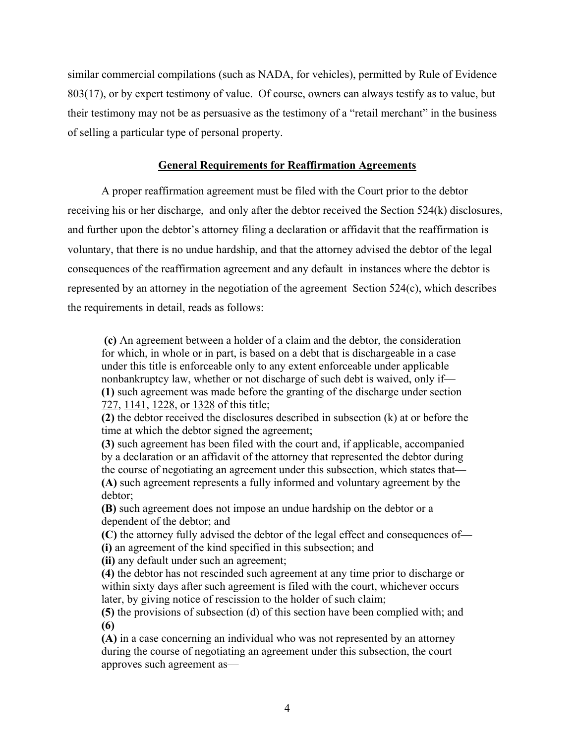similar commercial compilations (such as NADA, for vehicles), permitted by Rule of Evidence 803(17), or by expert testimony of value. Of course, owners can always testify as to value, but their testimony may not be as persuasive as the testimony of a "retail merchant" in the business of selling a particular type of personal property.

## General Requirements for Reaffirmation Agreements

A proper reaffirmation agreement must be filed with the Court prior to the debtor receiving his or her discharge, and only after the debtor received the Section 524(k) disclosures, and further upon the debtor's attorney filing a declaration or affidavit that the reaffirmation is voluntary, that there is no undue hardship, and that the attorney advised the debtor of the legal consequences of the reaffirmation agreement and any default in instances where the debtor is represented by an attorney in the negotiation of the agreement Section 524(c), which describes the requirements in detail, reads as follows:

> **(c)** An agreement between a holder of a claim and the debtor, the consideration for which, in whole or in part, is based on a debt that is dischargeable in a case under this title is enforceable only to any extent enforceable under applicable nonbankruptcy law, whether or not discharge of such debt is waived, only if—
> **(1)** such agreement was made before the granting of the discharge under section 727, 1141, 1228, or 1328 of this title;
> **(2)** the debtor received the disclosures described in subsection (k) at or before the time at which the debtor signed the agreement;
> **(3)** such agreement has been filed with the court and, if applicable, accompanied by a declaration or an affidavit of the attorney that represented the debtor during the course of negotiating an agreement under this subsection, which states that—
> **(A)** such agreement represents a fully informed and voluntary agreement by the debtor;
> **(B)** such agreement does not impose an undue hardship on the debtor or a dependent of the debtor; and
> **(C)** the attorney fully advised the debtor of the legal effect and consequences of—
> **(i)** an agreement of the kind specified in this subsection; and
> **(ii)** any default under such an agreement;
> **(4)** the debtor has not rescinded such agreement at any time prior to discharge or within sixty days after such agreement is filed with the court, whichever occurs later, by giving notice of rescission to the holder of such claim;
> **(5)** the provisions of subsection (d) of this section have been complied with; and
> **(6)**
> **(A)** in a case concerning an individual who was not represented by an attorney during the course of negotiating an agreement under this subsection, the court approves such agreement as—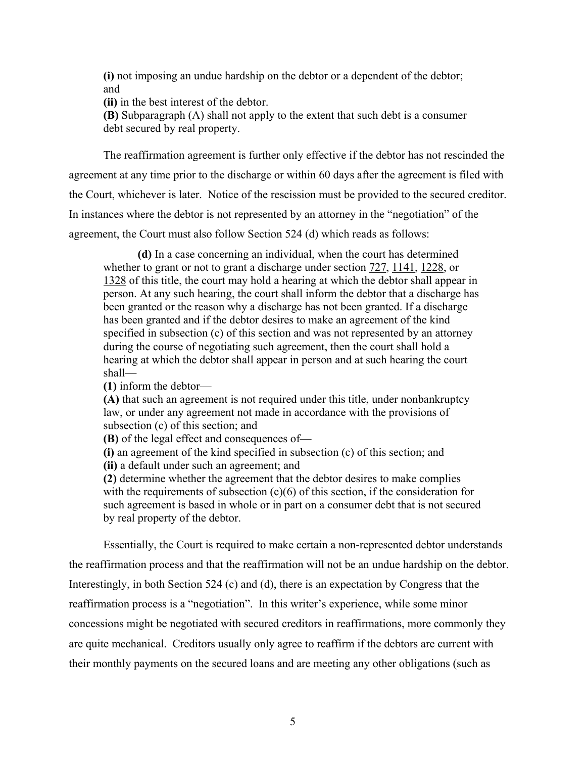**(i)** not imposing an undue hardship on the debtor or a dependent of the debtor; and

**(ii)** in the best interest of the debtor.

**(B)** Subparagraph (A) shall not apply to the extent that such debt is a consumer debt secured by real property.

The reaffirmation agreement is further only effective if the debtor has not rescinded the agreement at any time prior to the discharge or within 60 days after the agreement is filed with the Court, whichever is later. Notice of the rescission must be provided to the secured creditor. In instances where the debtor is not represented by an attorney in the "negotiation" of the agreement, the Court must also follow Section 524 (d) which reads as follows:

> **(d)** In a case concerning an individual, when the court has determined whether to grant or not to grant a discharge under section 727, 1141, 1228, or 1328 of this title, the court may hold a hearing at which the debtor shall appear in person. At any such hearing, the court shall inform the debtor that a discharge has been granted or the reason why a discharge has not been granted. If a discharge has been granted and if the debtor desires to make an agreement of the kind specified in subsection (c) of this section and was not represented by an attorney during the course of negotiating such agreement, then the court shall hold a hearing at which the debtor shall appear in person and at such hearing the court shall—
>
> **(1)** inform the debtor—
>
> **(A)** that such an agreement is not required under this title, under nonbankruptcy law, or under any agreement not made in accordance with the provisions of subsection (c) of this section; and
>
> **(B)** of the legal effect and consequences of—
>
> **(i)** an agreement of the kind specified in subsection (c) of this section; and
>
> **(ii)** a default under such an agreement; and
>
> **(2)** determine whether the agreement that the debtor desires to make complies with the requirements of subsection (c)(6) of this section, if the consideration for such agreement is based in whole or in part on a consumer debt that is not secured by real property of the debtor.

Essentially, the Court is required to make certain a non-represented debtor understands the reaffirmation process and that the reaffirmation will not be an undue hardship on the debtor. Interestingly, in both Section 524 (c) and (d), there is an expectation by Congress that the reaffirmation process is a "negotiation". In this writer's experience, while some minor concessions might be negotiated with secured creditors in reaffirmations, more commonly they are quite mechanical. Creditors usually only agree to reaffirm if the debtors are current with their monthly payments on the secured loans and are meeting any other obligations (such as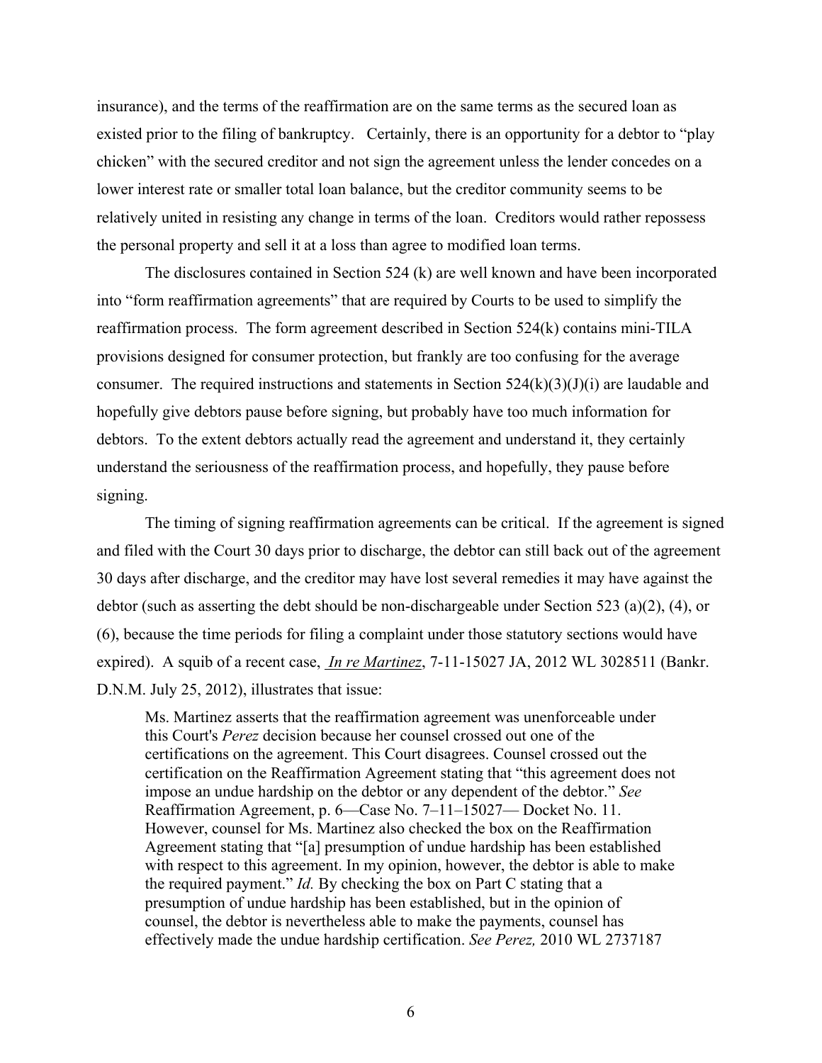insurance), and the terms of the reaffirmation are on the same terms as the secured loan as existed prior to the filing of bankruptcy. Certainly, there is an opportunity for a debtor to "play chicken" with the secured creditor and not sign the agreement unless the lender concedes on a lower interest rate or smaller total loan balance, but the creditor community seems to be relatively united in resisting any change in terms of the loan. Creditors would rather repossess the personal property and sell it at a loss than agree to modified loan terms.

The disclosures contained in Section 524 (k) are well known and have been incorporated into "form reaffirmation agreements" that are required by Courts to be used to simplify the reaffirmation process. The form agreement described in Section 524(k) contains mini-TILA provisions designed for consumer protection, but frankly are too confusing for the average consumer. The required instructions and statements in Section 524(k)(3)(J)(i) are laudable and hopefully give debtors pause before signing, but probably have too much information for debtors. To the extent debtors actually read the agreement and understand it, they certainly understand the seriousness of the reaffirmation process, and hopefully, they pause before signing.

The timing of signing reaffirmation agreements can be critical. If the agreement is signed and filed with the Court 30 days prior to discharge, the debtor can still back out of the agreement 30 days after discharge, and the creditor may have lost several remedies it may have against the debtor (such as asserting the debt should be non-dischargeable under Section 523 (a)(2), (4), or (6), because the time periods for filing a complaint under those statutory sections would have expired). A squib of a recent case, *In re Martinez*, 7-11-15027 JA, 2012 WL 3028511 (Bankr. D.N.M. July 25, 2012), illustrates that issue:

> Ms. Martinez asserts that the reaffirmation agreement was unenforceable under this Court's *Perez* decision because her counsel crossed out one of the certifications on the agreement. This Court disagrees. Counsel crossed out the certification on the Reaffirmation Agreement stating that "this agreement does not impose an undue hardship on the debtor or any dependent of the debtor." *See* Reaffirmation Agreement, p. 6—Case No. 7–11–15027— Docket No. 11. However, counsel for Ms. Martinez also checked the box on the Reaffirmation Agreement stating that "[a] presumption of undue hardship has been established with respect to this agreement. In my opinion, however, the debtor is able to make the required payment." *Id.* By checking the box on Part C stating that a presumption of undue hardship has been established, but in the opinion of counsel, the debtor is nevertheless able to make the payments, counsel has effectively made the undue hardship certification. *See Perez,* 2010 WL 2737187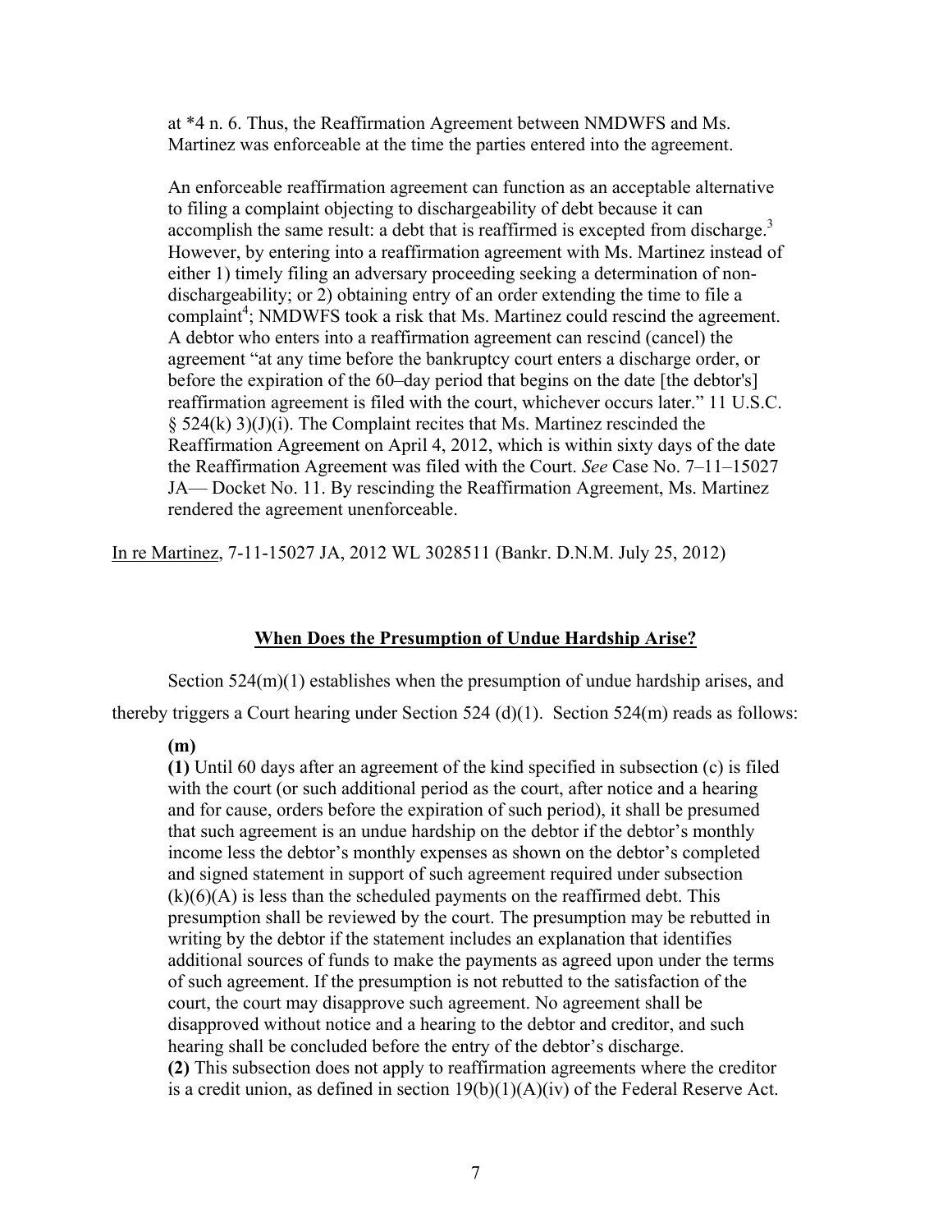at *4 n. 6. Thus, the Reaffirmation Agreement between NMDWFS and Ms. Martinez was enforceable at the time the parties entered into the agreement.

> An enforceable reaffirmation agreement can function as an acceptable alternative to filing a complaint objecting to dischargeability of debt because it can accomplish the same result: a debt that is reaffirmed is excepted from discharge.[3] However, by entering into a reaffirmation agreement with Ms. Martinez instead of either 1) timely filing an adversary proceeding seeking a determination of non-dischargeability; or 2) obtaining entry of an order extending the time to file a complaint[4]; NMDWFS took a risk that Ms. Martinez could rescind the agreement. A debtor who enters into a reaffirmation agreement can rescind (cancel) the agreement "at any time before the bankruptcy court enters a discharge order, or before the expiration of the 60–day period that begins on the date [the debtor's] reaffirmation agreement is filed with the court, whichever occurs later." 11 U.S.C. § 524(k) 3)(J)(i). The Complaint recites that Ms. Martinez rescinded the Reaffirmation Agreement on April 4, 2012, which is within sixty days of the date the Reaffirmation Agreement was filed with the Court. *See* Case No. 7–11–15027 JA— Docket No. 11. By rescinding the Reaffirmation Agreement, Ms. Martinez rendered the agreement unenforceable.

In re Martinez, 7-11-15027 JA, 2012 WL 3028511 (Bankr. D.N.M. July 25, 2012)

## When Does the Presumption of Undue Hardship Arise?

Section 524(m)(1) establishes when the presumption of undue hardship arises, and thereby triggers a Court hearing under Section 524 (d)(1). Section 524(m) reads as follows:

> **(m)**
> **(1)** Until 60 days after an agreement of the kind specified in subsection (c) is filed with the court (or such additional period as the court, after notice and a hearing and for cause, orders before the expiration of such period), it shall be presumed that such agreement is an undue hardship on the debtor if the debtor's monthly income less the debtor's monthly expenses as shown on the debtor's completed and signed statement in support of such agreement required under subsection (k)(6)(A) is less than the scheduled payments on the reaffirmed debt. This presumption shall be reviewed by the court. The presumption may be rebutted in writing by the debtor if the statement includes an explanation that identifies additional sources of funds to make the payments as agreed upon under the terms of such agreement. If the presumption is not rebutted to the satisfaction of the court, the court may disapprove such agreement. No agreement shall be disapproved without notice and a hearing to the debtor and creditor, and such hearing shall be concluded before the entry of the debtor's discharge.
> **(2)** This subsection does not apply to reaffirmation agreements where the creditor is a credit union, as defined in section 19(b)(1)(A)(iv) of the Federal Reserve Act.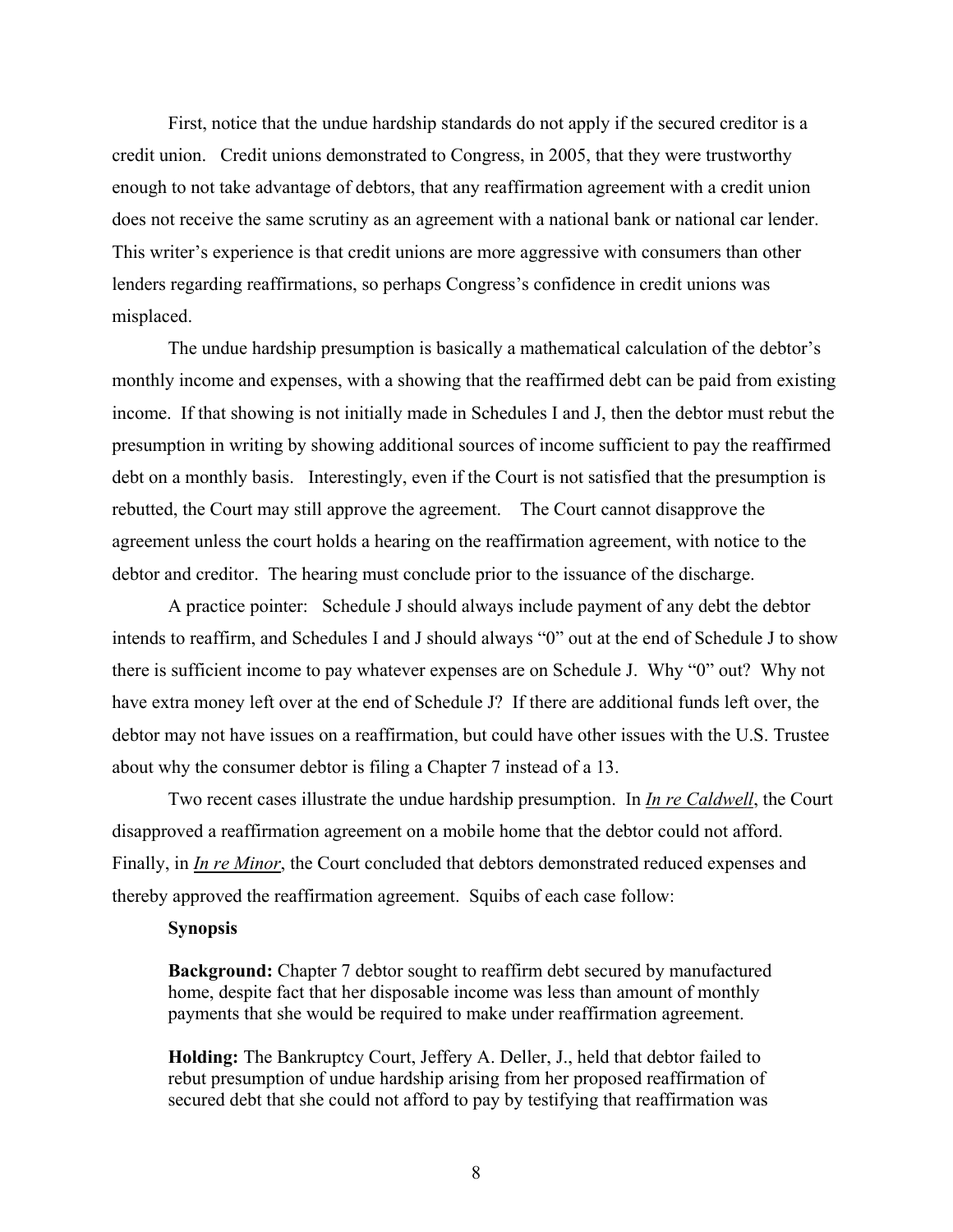First, notice that the undue hardship standards do not apply if the secured creditor is a credit union. Credit unions demonstrated to Congress, in 2005, that they were trustworthy enough to not take advantage of debtors, that any reaffirmation agreement with a credit union does not receive the same scrutiny as an agreement with a national bank or national car lender. This writer's experience is that credit unions are more aggressive with consumers than other lenders regarding reaffirmations, so perhaps Congress's confidence in credit unions was misplaced.

The undue hardship presumption is basically a mathematical calculation of the debtor's monthly income and expenses, with a showing that the reaffirmed debt can be paid from existing income. If that showing is not initially made in Schedules I and J, then the debtor must rebut the presumption in writing by showing additional sources of income sufficient to pay the reaffirmed debt on a monthly basis. Interestingly, even if the Court is not satisfied that the presumption is rebutted, the Court may still approve the agreement. The Court cannot disapprove the agreement unless the court holds a hearing on the reaffirmation agreement, with notice to the debtor and creditor. The hearing must conclude prior to the issuance of the discharge.

A practice pointer: Schedule J should always include payment of any debt the debtor intends to reaffirm, and Schedules I and J should always "0" out at the end of Schedule J to show there is sufficient income to pay whatever expenses are on Schedule J. Why "0" out? Why not have extra money left over at the end of Schedule J? If there are additional funds left over, the debtor may not have issues on a reaffirmation, but could have other issues with the U.S. Trustee about why the consumer debtor is filing a Chapter 7 instead of a 13.

Two recent cases illustrate the undue hardship presumption. In *In re Caldwell*, the Court disapproved a reaffirmation agreement on a mobile home that the debtor could not afford. Finally, in *In re Minor*, the Court concluded that debtors demonstrated reduced expenses and thereby approved the reaffirmation agreement. Squibs of each case follow:

> **Synopsis**
>
> **Background:** Chapter 7 debtor sought to reaffirm debt secured by manufactured home, despite fact that her disposable income was less than amount of monthly payments that she would be required to make under reaffirmation agreement.
>
> **Holding:** The Bankruptcy Court, Jeffery A. Deller, J., held that debtor failed to rebut presumption of undue hardship arising from her proposed reaffirmation of secured debt that she could not afford to pay by testifying that reaffirmation was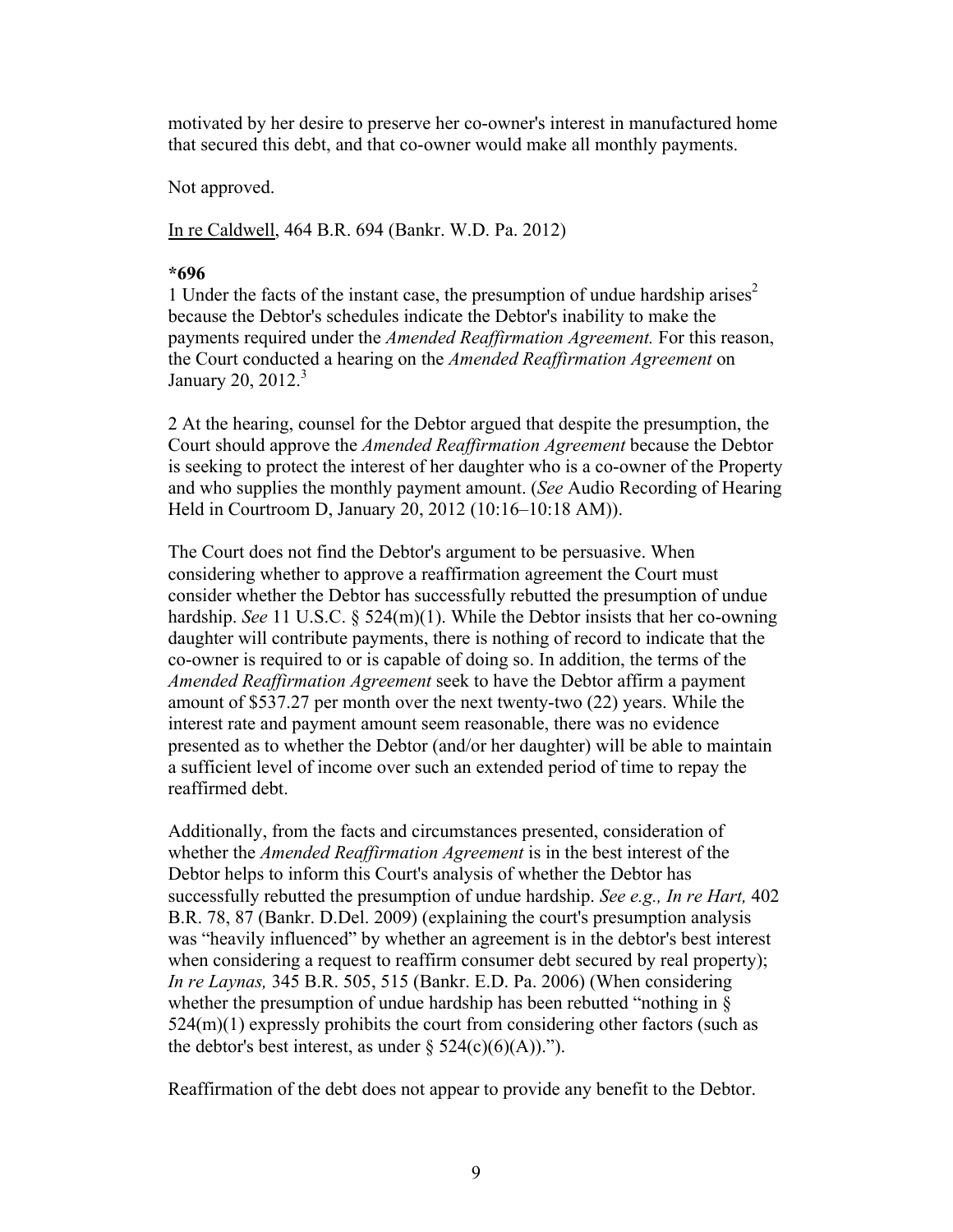motivated by her desire to preserve her co-owner's interest in manufactured home that secured this debt, and that co-owner would make all monthly payments.

Not approved.

In re Caldwell, 464 B.R. 694 (Bankr. W.D. Pa. 2012)

**\*696**

1 Under the facts of the instant case, the presumption of undue hardship arises[2] because the Debtor's schedules indicate the Debtor's inability to make the payments required under the *Amended Reaffirmation Agreement.* For this reason, the Court conducted a hearing on the *Amended Reaffirmation Agreement* on January 20, 2012.[3]

2 At the hearing, counsel for the Debtor argued that despite the presumption, the Court should approve the *Amended Reaffirmation Agreement* because the Debtor is seeking to protect the interest of her daughter who is a co-owner of the Property and who supplies the monthly payment amount. (*See* Audio Recording of Hearing Held in Courtroom D, January 20, 2012 (10:16–10:18 AM)).

The Court does not find the Debtor's argument to be persuasive. When considering whether to approve a reaffirmation agreement the Court must consider whether the Debtor has successfully rebutted the presumption of undue hardship. *See* 11 U.S.C. § 524(m)(1). While the Debtor insists that her co-owning daughter will contribute payments, there is nothing of record to indicate that the co-owner is required to or is capable of doing so. In addition, the terms of the *Amended Reaffirmation Agreement* seek to have the Debtor affirm a payment amount of $537.27 per month over the next twenty-two (22) years. While the interest rate and payment amount seem reasonable, there was no evidence presented as to whether the Debtor (and/or her daughter) will be able to maintain a sufficient level of income over such an extended period of time to repay the reaffirmed debt.

Additionally, from the facts and circumstances presented, consideration of whether the *Amended Reaffirmation Agreement* is in the best interest of the Debtor helps to inform this Court's analysis of whether the Debtor has successfully rebutted the presumption of undue hardship. *See e.g., In re Hart,* 402 B.R. 78, 87 (Bankr. D.Del. 2009) (explaining the court's presumption analysis was "heavily influenced" by whether an agreement is in the debtor's best interest when considering a request to reaffirm consumer debt secured by real property); *In re Laynas,* 345 B.R. 505, 515 (Bankr. E.D. Pa. 2006) (When considering whether the presumption of undue hardship has been rebutted "nothing in § 524(m)(1) expressly prohibits the court from considering other factors (such as the debtor's best interest, as under § 524(c)(6)(A)).").

Reaffirmation of the debt does not appear to provide any benefit to the Debtor.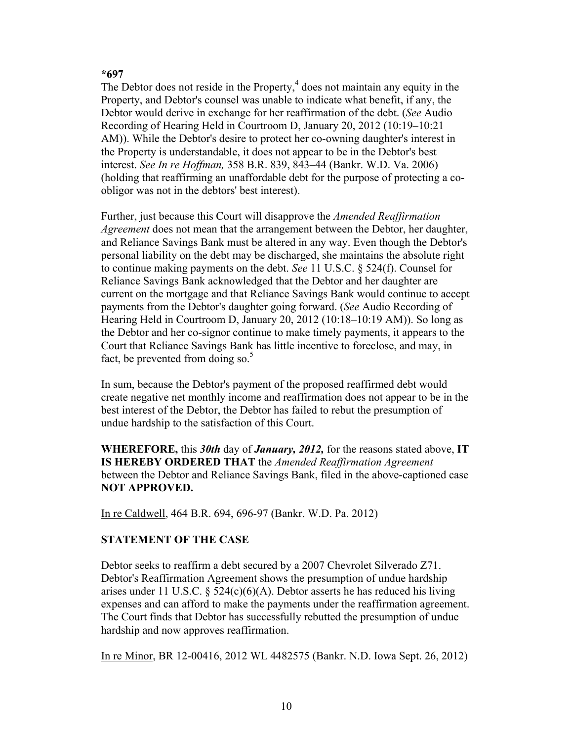**\*697**

The Debtor does not reside in the Property,[4] does not maintain any equity in the Property, and Debtor's counsel was unable to indicate what benefit, if any, the Debtor would derive in exchange for her reaffirmation of the debt. (*See* Audio Recording of Hearing Held in Courtroom D, January 20, 2012 (10:19–10:21 AM)). While the Debtor's desire to protect her co-owning daughter's interest in the Property is understandable, it does not appear to be in the Debtor's best interest. *See In re Hoffman,* 358 B.R. 839, 843–44 (Bankr. W.D. Va. 2006) (holding that reaffirming an unaffordable debt for the purpose of protecting a co-obligor was not in the debtors' best interest).

Further, just because this Court will disapprove the *Amended Reaffirmation Agreement* does not mean that the arrangement between the Debtor, her daughter, and Reliance Savings Bank must be altered in any way. Even though the Debtor's personal liability on the debt may be discharged, she maintains the absolute right to continue making payments on the debt. *See* 11 U.S.C. § 524(f). Counsel for Reliance Savings Bank acknowledged that the Debtor and her daughter are current on the mortgage and that Reliance Savings Bank would continue to accept payments from the Debtor's daughter going forward. (*See* Audio Recording of Hearing Held in Courtroom D, January 20, 2012 (10:18–10:19 AM)). So long as the Debtor and her co-signor continue to make timely payments, it appears to the Court that Reliance Savings Bank has little incentive to foreclose, and may, in fact, be prevented from doing so.[5]

In sum, because the Debtor's payment of the proposed reaffirmed debt would create negative net monthly income and reaffirmation does not appear to be in the best interest of the Debtor, the Debtor has failed to rebut the presumption of undue hardship to the satisfaction of this Court.

**WHEREFORE,** this ***30th*** day of ***January, 2012,*** for the reasons stated above, **IT IS HEREBY ORDERED THAT** the *Amended Reaffirmation Agreement* between the Debtor and Reliance Savings Bank, filed in the above-captioned case **NOT APPROVED.**

In re Caldwell, 464 B.R. 694, 696-97 (Bankr. W.D. Pa. 2012)

**STATEMENT OF THE CASE**

Debtor seeks to reaffirm a debt secured by a 2007 Chevrolet Silverado Z71. Debtor's Reaffirmation Agreement shows the presumption of undue hardship arises under 11 U.S.C. § 524(c)(6)(A). Debtor asserts he has reduced his living expenses and can afford to make the payments under the reaffirmation agreement. The Court finds that Debtor has successfully rebutted the presumption of undue hardship and now approves reaffirmation.

In re Minor, BR 12-00416, 2012 WL 4482575 (Bankr. N.D. Iowa Sept. 26, 2012)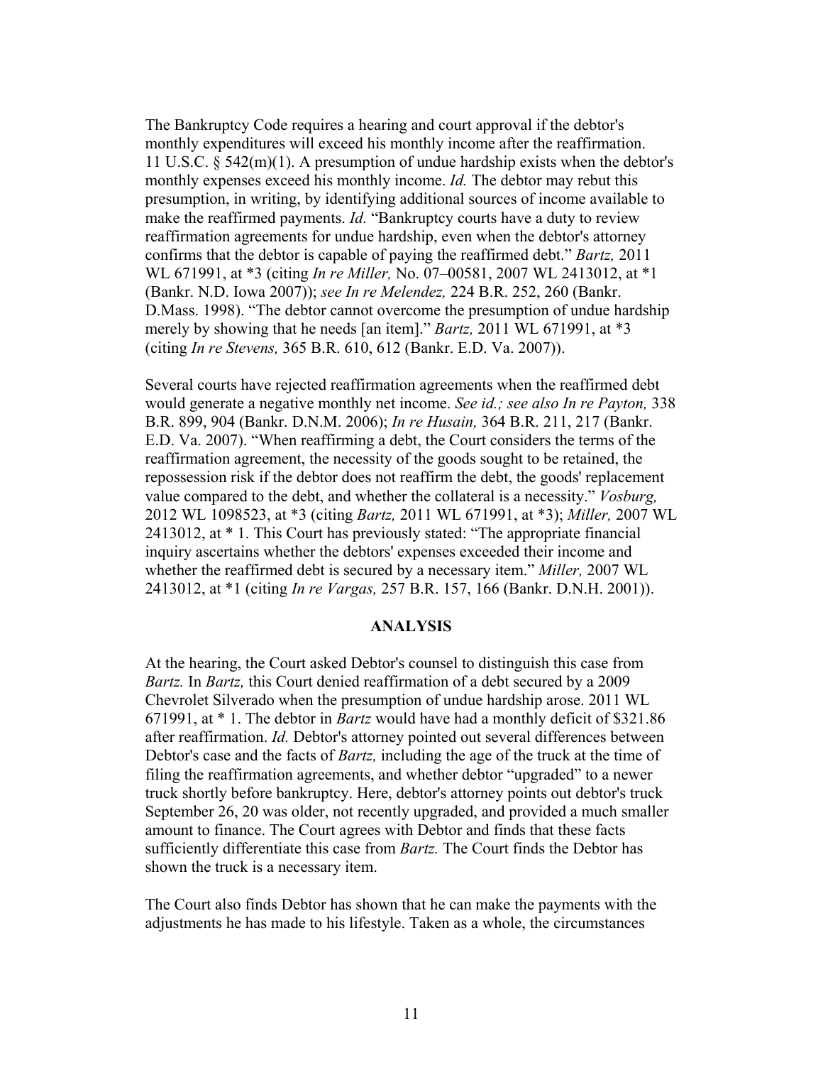The Bankruptcy Code requires a hearing and court approval if the debtor's monthly expenditures will exceed his monthly income after the reaffirmation. 11 U.S.C. § 542(m)(1). A presumption of undue hardship exists when the debtor's monthly expenses exceed his monthly income. *Id.* The debtor may rebut this presumption, in writing, by identifying additional sources of income available to make the reaffirmed payments. *Id.* "Bankruptcy courts have a duty to review reaffirmation agreements for undue hardship, even when the debtor's attorney confirms that the debtor is capable of paying the reaffirmed debt." *Bartz,* 2011 WL 671991, at *3 (citing *In re Miller,* No. 07–00581, 2007 WL 2413012, at *1 (Bankr. N.D. Iowa 2007)); *see In re Melendez,* 224 B.R. 252, 260 (Bankr. D.Mass. 1998). "The debtor cannot overcome the presumption of undue hardship merely by showing that he needs [an item]." *Bartz,* 2011 WL 671991, at *3 (citing *In re Stevens,* 365 B.R. 610, 612 (Bankr. E.D. Va. 2007)).

Several courts have rejected reaffirmation agreements when the reaffirmed debt would generate a negative monthly net income. *See id.; see also In re Payton,* 338 B.R. 899, 904 (Bankr. D.N.M. 2006); *In re Husain,* 364 B.R. 211, 217 (Bankr. E.D. Va. 2007). "When reaffirming a debt, the Court considers the terms of the reaffirmation agreement, the necessity of the goods sought to be retained, the repossession risk if the debtor does not reaffirm the debt, the goods' replacement value compared to the debt, and whether the collateral is a necessity." *Vosburg,* 2012 WL 1098523, at *3 (citing *Bartz,* 2011 WL 671991, at *3); *Miller,* 2007 WL 2413012, at * 1. This Court has previously stated: "The appropriate financial inquiry ascertains whether the debtors' expenses exceeded their income and whether the reaffirmed debt is secured by a necessary item." *Miller,* 2007 WL 2413012, at *1 (citing *In re Vargas,* 257 B.R. 157, 166 (Bankr. D.N.H. 2001)).

## ANALYSIS

At the hearing, the Court asked Debtor's counsel to distinguish this case from *Bartz.* In *Bartz,* this Court denied reaffirmation of a debt secured by a 2009 Chevrolet Silverado when the presumption of undue hardship arose. 2011 WL 671991, at * 1. The debtor in *Bartz* would have had a monthly deficit of $321.86 after reaffirmation. *Id.* Debtor's attorney pointed out several differences between Debtor's case and the facts of *Bartz,* including the age of the truck at the time of filing the reaffirmation agreements, and whether debtor "upgraded" to a newer truck shortly before bankruptcy. Here, debtor's attorney points out debtor's truck September 26, 20 was older, not recently upgraded, and provided a much smaller amount to finance. The Court agrees with Debtor and finds that these facts sufficiently differentiate this case from *Bartz.* The Court finds the Debtor has shown the truck is a necessary item.

The Court also finds Debtor has shown that he can make the payments with the adjustments he has made to his lifestyle. Taken as a whole, the circumstances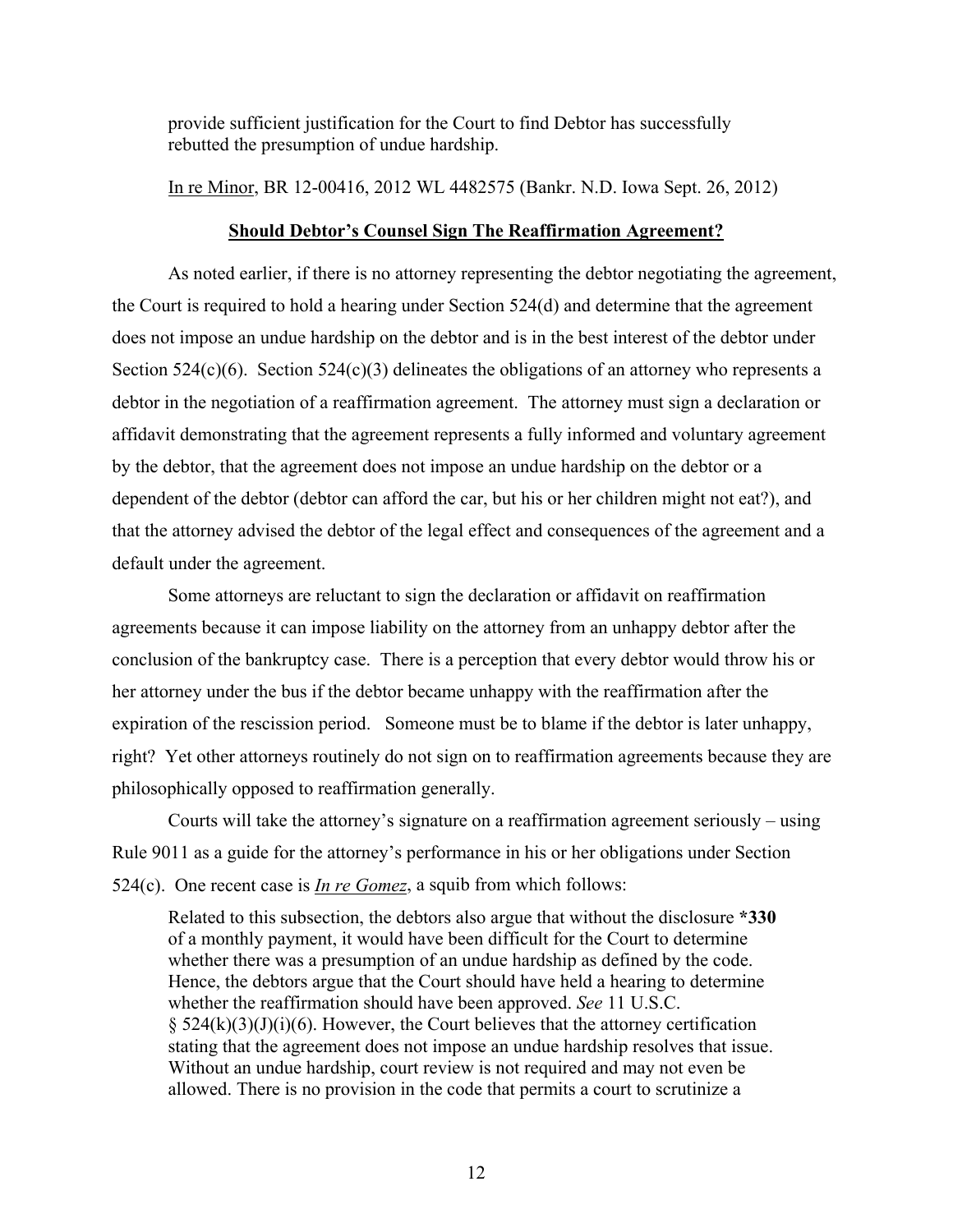> provide sufficient justification for the Court to find Debtor has successfully rebutted the presumption of undue hardship.

In re Minor, BR 12-00416, 2012 WL 4482575 (Bankr. N.D. Iowa Sept. 26, 2012)

**Should Debtor's Counsel Sign The Reaffirmation Agreement?**

As noted earlier, if there is no attorney representing the debtor negotiating the agreement, the Court is required to hold a hearing under Section 524(d) and determine that the agreement does not impose an undue hardship on the debtor and is in the best interest of the debtor under Section 524(c)(6). Section 524(c)(3) delineates the obligations of an attorney who represents a debtor in the negotiation of a reaffirmation agreement. The attorney must sign a declaration or affidavit demonstrating that the agreement represents a fully informed and voluntary agreement by the debtor, that the agreement does not impose an undue hardship on the debtor or a dependent of the debtor (debtor can afford the car, but his or her children might not eat?), and that the attorney advised the debtor of the legal effect and consequences of the agreement and a default under the agreement.

Some attorneys are reluctant to sign the declaration or affidavit on reaffirmation agreements because it can impose liability on the attorney from an unhappy debtor after the conclusion of the bankruptcy case. There is a perception that every debtor would throw his or her attorney under the bus if the debtor became unhappy with the reaffirmation after the expiration of the rescission period. Someone must be to blame if the debtor is later unhappy, right? Yet other attorneys routinely do not sign on to reaffirmation agreements because they are philosophically opposed to reaffirmation generally.

Courts will take the attorney's signature on a reaffirmation agreement seriously – using Rule 9011 as a guide for the attorney's performance in his or her obligations under Section 524(c). One recent case is ***In re Gomez***, a squib from which follows:

> Related to this subsection, the debtors also argue that without the disclosure **\*330** of a monthly payment, it would have been difficult for the Court to determine whether there was a presumption of an undue hardship as defined by the code. Hence, the debtors argue that the Court should have held a hearing to determine whether the reaffirmation should have been approved. *See* 11 U.S.C. § 524(k)(3)(J)(i)(6). However, the Court believes that the attorney certification stating that the agreement does not impose an undue hardship resolves that issue. Without an undue hardship, court review is not required and may not even be allowed. There is no provision in the code that permits a court to scrutinize a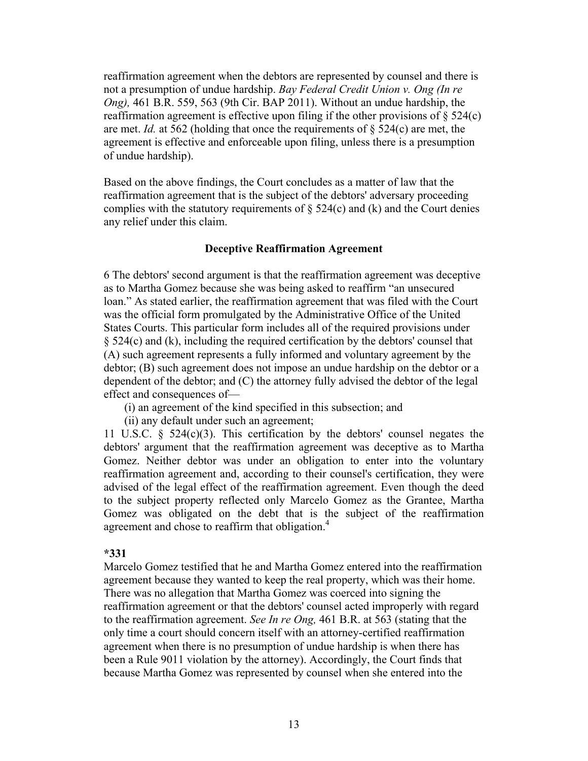reaffirmation agreement when the debtors are represented by counsel and there is not a presumption of undue hardship. *Bay Federal Credit Union v. Ong (In re Ong),* 461 B.R. 559, 563 (9th Cir. BAP 2011). Without an undue hardship, the reaffirmation agreement is effective upon filing if the other provisions of § 524(c) are met. *Id.* at 562 (holding that once the requirements of § 524(c) are met, the agreement is effective and enforceable upon filing, unless there is a presumption of undue hardship).

Based on the above findings, the Court concludes as a matter of law that the reaffirmation agreement that is the subject of the debtors' adversary proceeding complies with the statutory requirements of § 524(c) and (k) and the Court denies any relief under this claim.

### Deceptive Reaffirmation Agreement

6 The debtors' second argument is that the reaffirmation agreement was deceptive as to Martha Gomez because she was being asked to reaffirm "an unsecured loan." As stated earlier, the reaffirmation agreement that was filed with the Court was the official form promulgated by the Administrative Office of the United States Courts. This particular form includes all of the required provisions under § 524(c) and (k), including the required certification by the debtors' counsel that (A) such agreement represents a fully informed and voluntary agreement by the debtor; (B) such agreement does not impose an undue hardship on the debtor or a dependent of the debtor; and (C) the attorney fully advised the debtor of the legal effect and consequences of—

(i) an agreement of the kind specified in this subsection; and

(ii) any default under such an agreement;

11 U.S.C. § 524(c)(3). This certification by the debtors' counsel negates the debtors' argument that the reaffirmation agreement was deceptive as to Martha Gomez. Neither debtor was under an obligation to enter into the voluntary reaffirmation agreement and, according to their counsel's certification, they were advised of the legal effect of the reaffirmation agreement. Even though the deed to the subject property reflected only Marcelo Gomez as the Grantee, Martha Gomez was obligated on the debt that is the subject of the reaffirmation agreement and chose to reaffirm that obligation.[4]

**\*331**

Marcelo Gomez testified that he and Martha Gomez entered into the reaffirmation agreement because they wanted to keep the real property, which was their home. There was no allegation that Martha Gomez was coerced into signing the reaffirmation agreement or that the debtors' counsel acted improperly with regard to the reaffirmation agreement. *See In re Ong,* 461 B.R. at 563 (stating that the only time a court should concern itself with an attorney-certified reaffirmation agreement when there is no presumption of undue hardship is when there has been a Rule 9011 violation by the attorney). Accordingly, the Court finds that because Martha Gomez was represented by counsel when she entered into the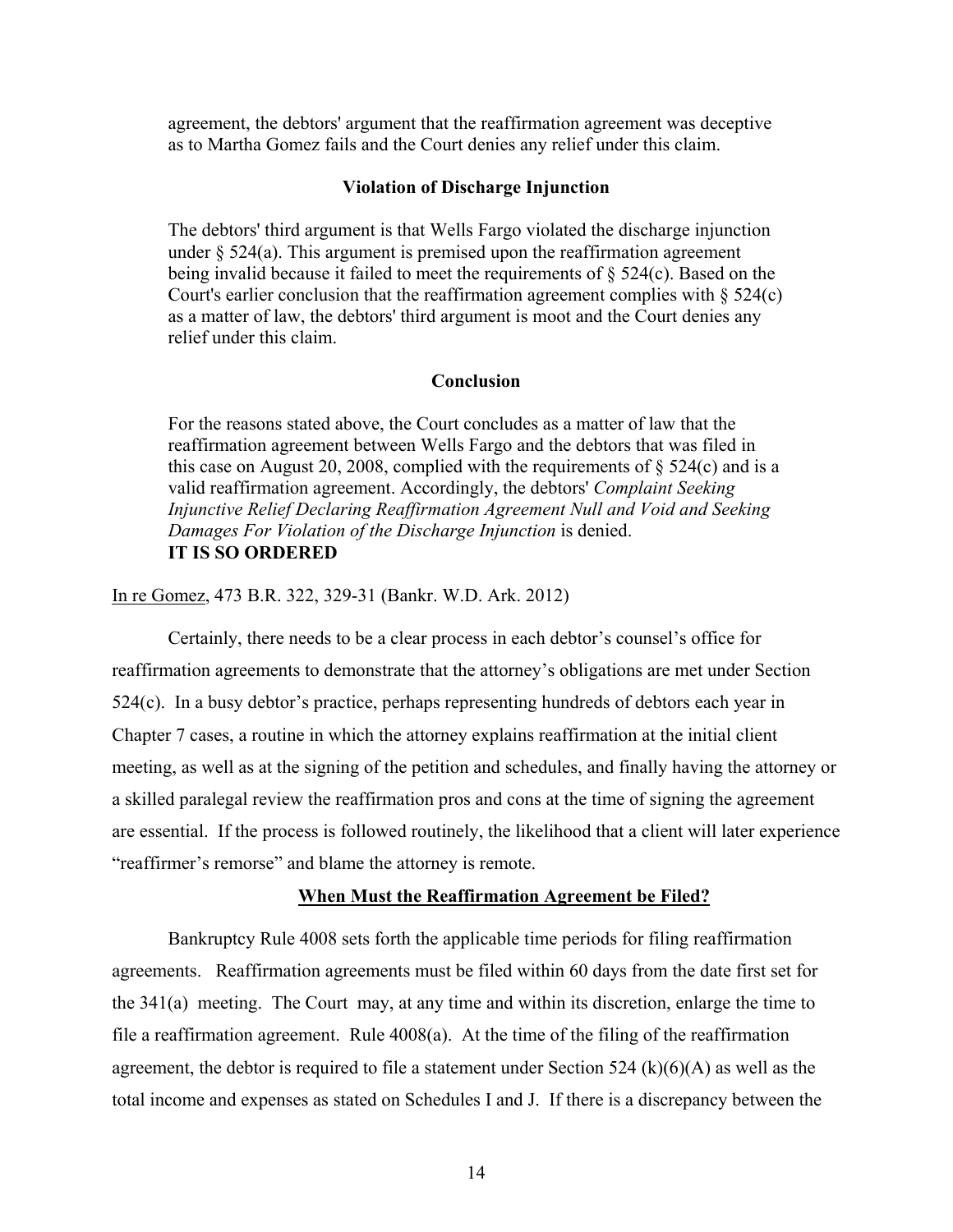> agreement, the debtors' argument that the reaffirmation agreement was deceptive as to Martha Gomez fails and the Court denies any relief under this claim.
>
> **Violation of Discharge Injunction**
>
> The debtors' third argument is that Wells Fargo violated the discharge injunction under § 524(a). This argument is premised upon the reaffirmation agreement being invalid because it failed to meet the requirements of § 524(c). Based on the Court's earlier conclusion that the reaffirmation agreement complies with § 524(c) as a matter of law, the debtors' third argument is moot and the Court denies any relief under this claim.
>
> **Conclusion**
>
> For the reasons stated above, the Court concludes as a matter of law that the reaffirmation agreement between Wells Fargo and the debtors that was filed in this case on August 20, 2008, complied with the requirements of § 524(c) and is a valid reaffirmation agreement. Accordingly, the debtors' *Complaint Seeking Injunctive Relief Declaring Reaffirmation Agreement Null and Void and Seeking Damages For Violation of the Discharge Injunction* is denied.
> **IT IS SO ORDERED**

In re Gomez, 473 B.R. 322, 329-31 (Bankr. W.D. Ark. 2012)

Certainly, there needs to be a clear process in each debtor's counsel's office for reaffirmation agreements to demonstrate that the attorney's obligations are met under Section 524(c). In a busy debtor's practice, perhaps representing hundreds of debtors each year in Chapter 7 cases, a routine in which the attorney explains reaffirmation at the initial client meeting, as well as at the signing of the petition and schedules, and finally having the attorney or a skilled paralegal review the reaffirmation pros and cons at the time of signing the agreement are essential. If the process is followed routinely, the likelihood that a client will later experience "reaffirmer's remorse" and blame the attorney is remote.

## When Must the Reaffirmation Agreement be Filed?

Bankruptcy Rule 4008 sets forth the applicable time periods for filing reaffirmation agreements. Reaffirmation agreements must be filed within 60 days from the date first set for the 341(a) meeting. The Court may, at any time and within its discretion, enlarge the time to file a reaffirmation agreement. Rule 4008(a). At the time of the filing of the reaffirmation agreement, the debtor is required to file a statement under Section 524 (k)(6)(A) as well as the total income and expenses as stated on Schedules I and J. If there is a discrepancy between the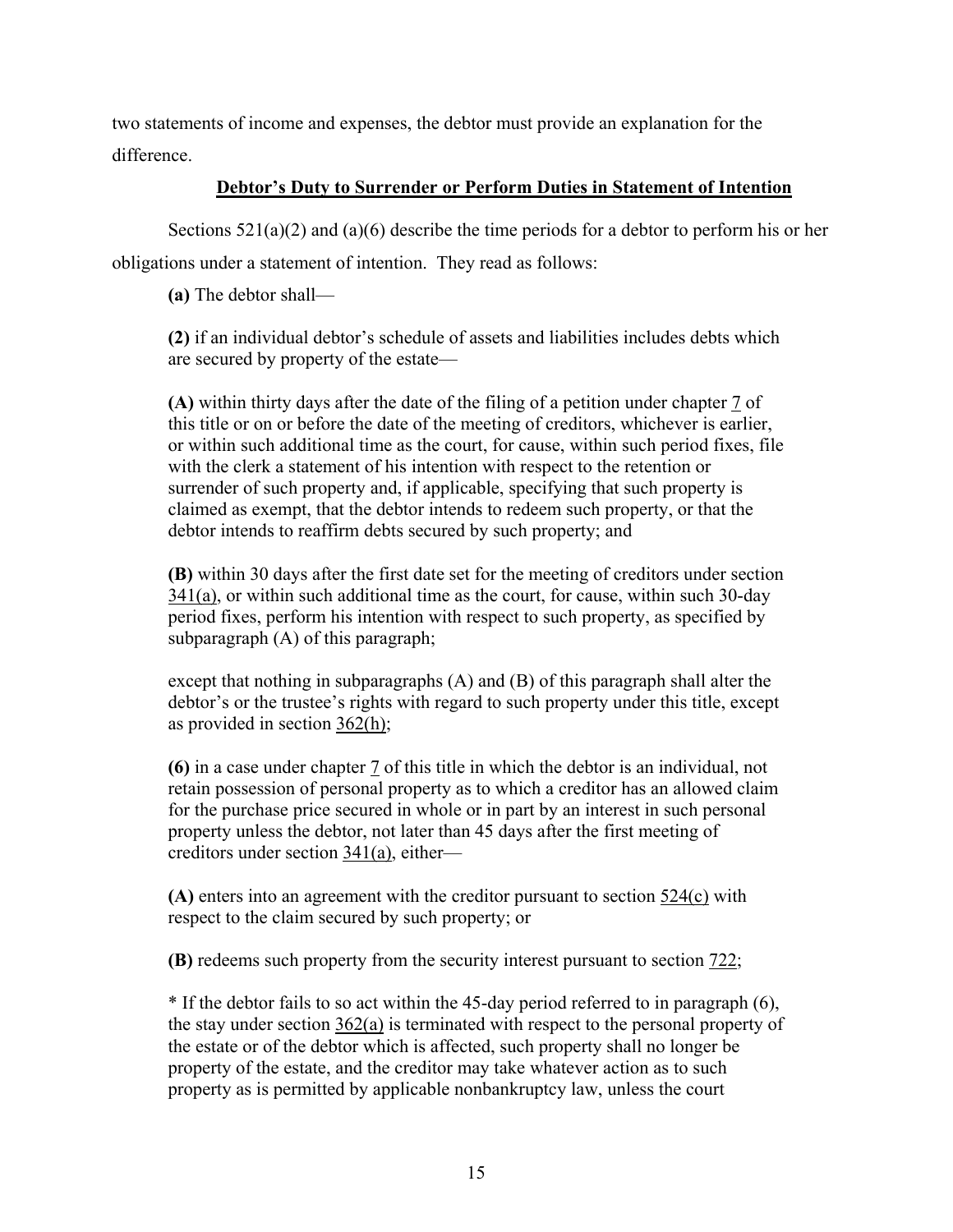two statements of income and expenses, the debtor must provide an explanation for the difference.

## Debtor's Duty to Surrender or Perform Duties in Statement of Intention

Sections 521(a)(2) and (a)(6) describe the time periods for a debtor to perform his or her obligations under a statement of intention. They read as follows:

> **(a)** The debtor shall—
>
> **(2)** if an individual debtor's schedule of assets and liabilities includes debts which are secured by property of the estate—
>
> **(A)** within thirty days after the date of the filing of a petition under chapter 7 of this title or on or before the date of the meeting of creditors, whichever is earlier, or within such additional time as the court, for cause, within such period fixes, file with the clerk a statement of his intention with respect to the retention or surrender of such property and, if applicable, specifying that such property is claimed as exempt, that the debtor intends to redeem such property, or that the debtor intends to reaffirm debts secured by such property; and
>
> **(B)** within 30 days after the first date set for the meeting of creditors under section 341(a), or within such additional time as the court, for cause, within such 30-day period fixes, perform his intention with respect to such property, as specified by subparagraph (A) of this paragraph;
>
> except that nothing in subparagraphs (A) and (B) of this paragraph shall alter the debtor's or the trustee's rights with regard to such property under this title, except as provided in section 362(h);
>
> **(6)** in a case under chapter 7 of this title in which the debtor is an individual, not retain possession of personal property as to which a creditor has an allowed claim for the purchase price secured in whole or in part by an interest in such personal property unless the debtor, not later than 45 days after the first meeting of creditors under section 341(a), either—
>
> **(A)** enters into an agreement with the creditor pursuant to section 524(c) with respect to the claim secured by such property; or
>
> **(B)** redeems such property from the security interest pursuant to section 722;
>
> * If the debtor fails to so act within the 45-day period referred to in paragraph (6), the stay under section 362(a) is terminated with respect to the personal property of the estate or of the debtor which is affected, such property shall no longer be property of the estate, and the creditor may take whatever action as to such property as is permitted by applicable nonbankruptcy law, unless the court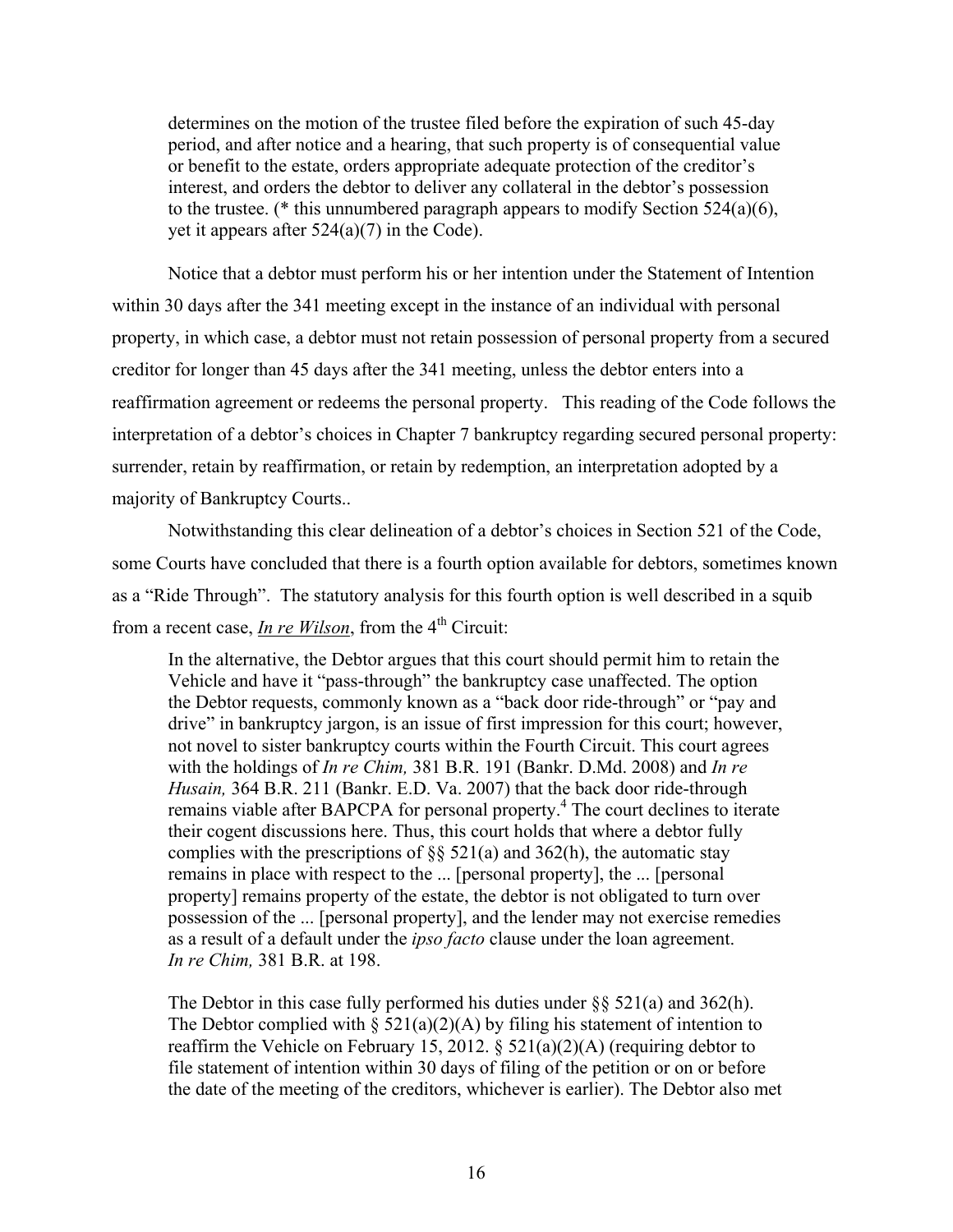> determines on the motion of the trustee filed before the expiration of such 45-day period, and after notice and a hearing, that such property is of consequential value or benefit to the estate, orders appropriate adequate protection of the creditor's interest, and orders the debtor to deliver any collateral in the debtor's possession to the trustee. (* this unnumbered paragraph appears to modify Section 524(a)(6), yet it appears after 524(a)(7) in the Code).

Notice that a debtor must perform his or her intention under the Statement of Intention within 30 days after the 341 meeting except in the instance of an individual with personal property, in which case, a debtor must not retain possession of personal property from a secured creditor for longer than 45 days after the 341 meeting, unless the debtor enters into a reaffirmation agreement or redeems the personal property. This reading of the Code follows the interpretation of a debtor's choices in Chapter 7 bankruptcy regarding secured personal property: surrender, retain by reaffirmation, or retain by redemption, an interpretation adopted by a majority of Bankruptcy Courts..

Notwithstanding this clear delineation of a debtor's choices in Section 521 of the Code, some Courts have concluded that there is a fourth option available for debtors, sometimes known as a "Ride Through". The statutory analysis for this fourth option is well described in a squib from a recent case, ***In re Wilson***, from the 4th Circuit:

> In the alternative, the Debtor argues that this court should permit him to retain the Vehicle and have it "pass-through" the bankruptcy case unaffected. The option the Debtor requests, commonly known as a "back door ride-through" or "pay and drive" in bankruptcy jargon, is an issue of first impression for this court; however, not novel to sister bankruptcy courts within the Fourth Circuit. This court agrees with the holdings of *In re Chim,* 381 B.R. 191 (Bankr. D.Md. 2008) and *In re Husain,* 364 B.R. 211 (Bankr. E.D. Va. 2007) that the back door ride-through remains viable after BAPCPA for personal property.[4] The court declines to iterate their cogent discussions here. Thus, this court holds that where a debtor fully complies with the prescriptions of §§ 521(a) and 362(h), the automatic stay remains in place with respect to the ... [personal property], the ... [personal property] remains property of the estate, the debtor is not obligated to turn over possession of the ... [personal property], and the lender may not exercise remedies as a result of a default under the *ipso facto* clause under the loan agreement. *In re Chim,* 381 B.R. at 198.
>
> The Debtor in this case fully performed his duties under §§ 521(a) and 362(h). The Debtor complied with § 521(a)(2)(A) by filing his statement of intention to reaffirm the Vehicle on February 15, 2012. § 521(a)(2)(A) (requiring debtor to file statement of intention within 30 days of filing of the petition or on or before the date of the meeting of the creditors, whichever is earlier). The Debtor also met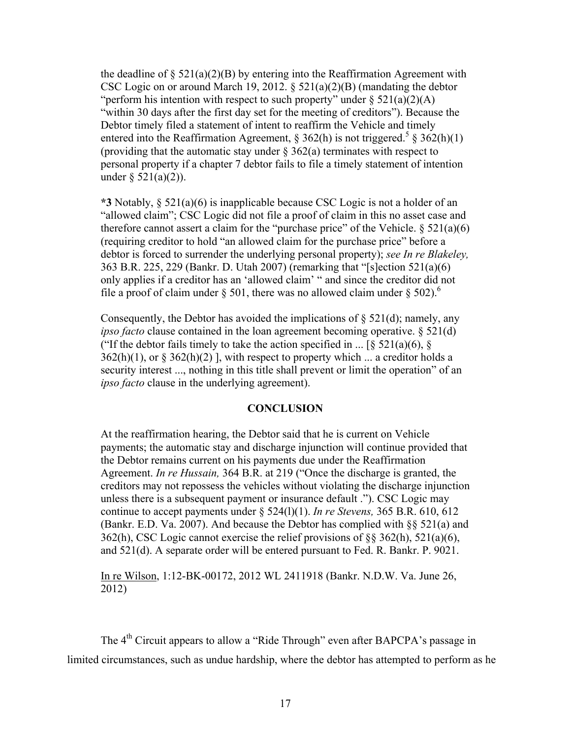the deadline of § 521(a)(2)(B) by entering into the Reaffirmation Agreement with CSC Logic on or around March 19, 2012. § 521(a)(2)(B) (mandating the debtor "perform his intention with respect to such property" under § 521(a)(2)(A) "within 30 days after the first day set for the meeting of creditors"). Because the Debtor timely filed a statement of intent to reaffirm the Vehicle and timely entered into the Reaffirmation Agreement, § 362(h) is not triggered.[5] § 362(h)(1) (providing that the automatic stay under § 362(a) terminates with respect to personal property if a chapter 7 debtor fails to file a timely statement of intention under § 521(a)(2)).

**\*3** Notably, § 521(a)(6) is inapplicable because CSC Logic is not a holder of an "allowed claim"; CSC Logic did not file a proof of claim in this no asset case and therefore cannot assert a claim for the "purchase price" of the Vehicle. § 521(a)(6) (requiring creditor to hold "an allowed claim for the purchase price" before a debtor is forced to surrender the underlying personal property); *see In re Blakeley,* 363 B.R. 225, 229 (Bankr. D. Utah 2007) (remarking that "[s]ection 521(a)(6) only applies if a creditor has an 'allowed claim' " and since the creditor did not file a proof of claim under § 501, there was no allowed claim under § 502).[6]

Consequently, the Debtor has avoided the implications of § 521(d); namely, any *ipso facto* clause contained in the loan agreement becoming operative. § 521(d) ("If the debtor fails timely to take the action specified in ... [§ 521(a)(6), § 362(h)(1), or § 362(h)(2) ], with respect to property which ... a creditor holds a security interest ..., nothing in this title shall prevent or limit the operation" of an *ipso facto* clause in the underlying agreement).

**CONCLUSION**

At the reaffirmation hearing, the Debtor said that he is current on Vehicle payments; the automatic stay and discharge injunction will continue provided that the Debtor remains current on his payments due under the Reaffirmation Agreement. *In re Hussain,* 364 B.R. at 219 ("Once the discharge is granted, the creditors may not repossess the vehicles without violating the discharge injunction unless there is a subsequent payment or insurance default ."). CSC Logic may continue to accept payments under § 524(l)(1). *In re Stevens,* 365 B.R. 610, 612 (Bankr. E.D. Va. 2007). And because the Debtor has complied with §§ 521(a) and 362(h), CSC Logic cannot exercise the relief provisions of §§ 362(h), 521(a)(6), and 521(d). A separate order will be entered pursuant to Fed. R. Bankr. P. 9021.

In re Wilson, 1:12-BK-00172, 2012 WL 2411918 (Bankr. N.D.W. Va. June 26, 2012)

The 4th Circuit appears to allow a "Ride Through" even after BAPCPA's passage in limited circumstances, such as undue hardship, where the debtor has attempted to perform as he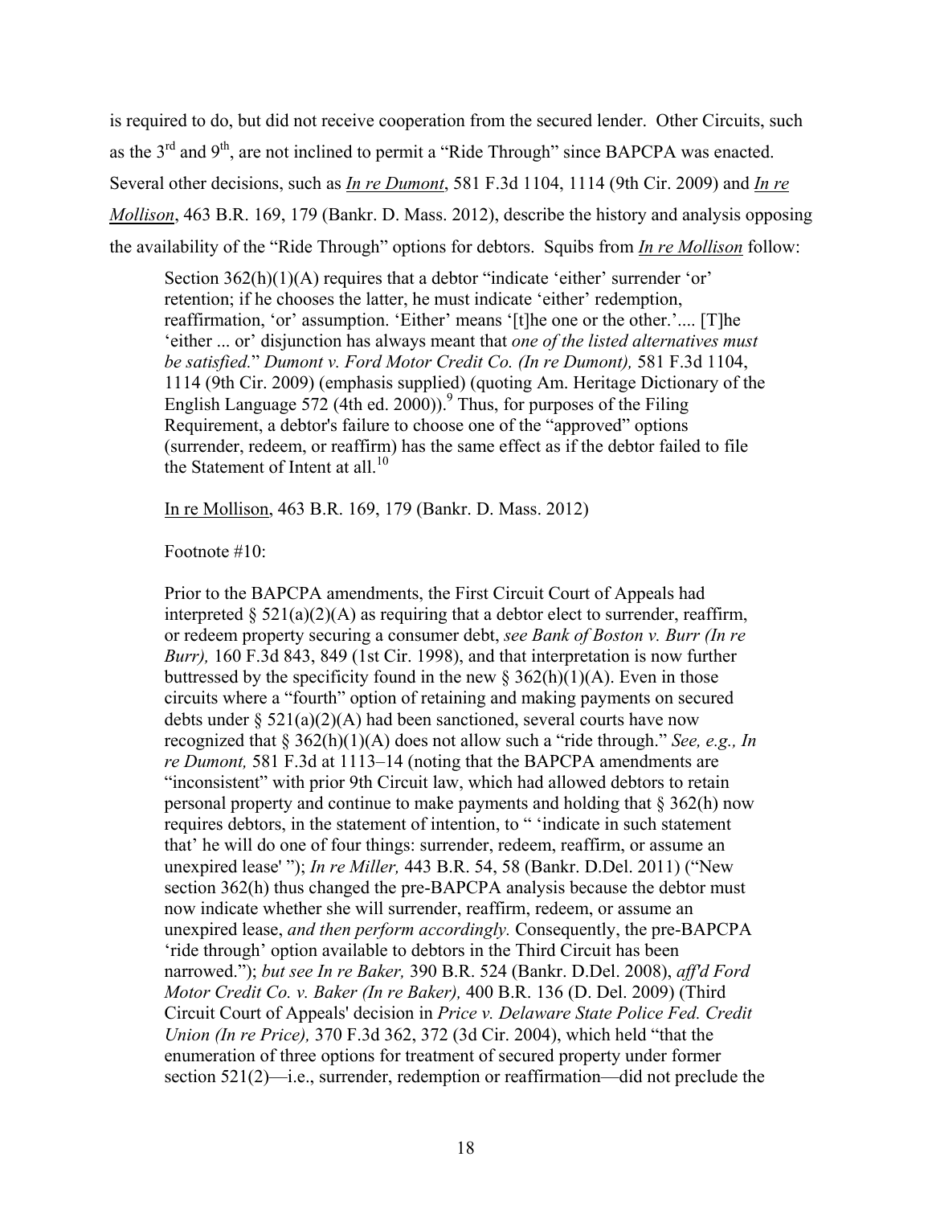is required to do, but did not receive cooperation from the secured lender. Other Circuits, such as the 3rd and 9th, are not inclined to permit a "Ride Through" since BAPCPA was enacted. Several other decisions, such as *In re Dumont*, 581 F.3d 1104, 1114 (9th Cir. 2009) and *In re Mollison*, 463 B.R. 169, 179 (Bankr. D. Mass. 2012), describe the history and analysis opposing the availability of the "Ride Through" options for debtors. Squibs from *In re Mollison* follow:

> Section 362(h)(1)(A) requires that a debtor "indicate 'either' surrender 'or' retention; if he chooses the latter, he must indicate 'either' redemption, reaffirmation, 'or' assumption. 'Either' means '[t]he one or the other.'.... [T]he 'either ... or' disjunction has always meant that *one of the listed alternatives must be satisfied.*" *Dumont v. Ford Motor Credit Co. (In re Dumont),* 581 F.3d 1104, 1114 (9th Cir. 2009) (emphasis supplied) (quoting Am. Heritage Dictionary of the English Language 572 (4th ed. 2000)).[9] Thus, for purposes of the Filing Requirement, a debtor's failure to choose one of the "approved" options (surrender, redeem, or reaffirm) has the same effect as if the debtor failed to file the Statement of Intent at all.[10]
>
> In re Mollison, 463 B.R. 169, 179 (Bankr. D. Mass. 2012)
>
> Footnote #10:
>
> Prior to the BAPCPA amendments, the First Circuit Court of Appeals had interpreted § 521(a)(2)(A) as requiring that a debtor elect to surrender, reaffirm, or redeem property securing a consumer debt, *see Bank of Boston v. Burr (In re Burr),* 160 F.3d 843, 849 (1st Cir. 1998), and that interpretation is now further buttressed by the specificity found in the new § 362(h)(1)(A). Even in those circuits where a "fourth" option of retaining and making payments on secured debts under § 521(a)(2)(A) had been sanctioned, several courts have now recognized that § 362(h)(1)(A) does not allow such a "ride through." *See, e.g., In re Dumont,* 581 F.3d at 1113–14 (noting that the BAPCPA amendments are "inconsistent" with prior 9th Circuit law, which had allowed debtors to retain personal property and continue to make payments and holding that § 362(h) now requires debtors, in the statement of intention, to " 'indicate in such statement that' he will do one of four things: surrender, redeem, reaffirm, or assume an unexpired lease' "); *In re Miller,* 443 B.R. 54, 58 (Bankr. D.Del. 2011) ("New section 362(h) thus changed the pre-BAPCPA analysis because the debtor must now indicate whether she will surrender, reaffirm, redeem, or assume an unexpired lease, *and then perform accordingly.* Consequently, the pre-BAPCPA 'ride through' option available to debtors in the Third Circuit has been narrowed."); *but see In re Baker,* 390 B.R. 524 (Bankr. D.Del. 2008), *aff'd Ford Motor Credit Co. v. Baker (In re Baker),* 400 B.R. 136 (D. Del. 2009) (Third Circuit Court of Appeals' decision in *Price v. Delaware State Police Fed. Credit Union (In re Price),* 370 F.3d 362, 372 (3d Cir. 2004), which held "that the enumeration of three options for treatment of secured property under former section 521(2)—i.e., surrender, redemption or reaffirmation—did not preclude the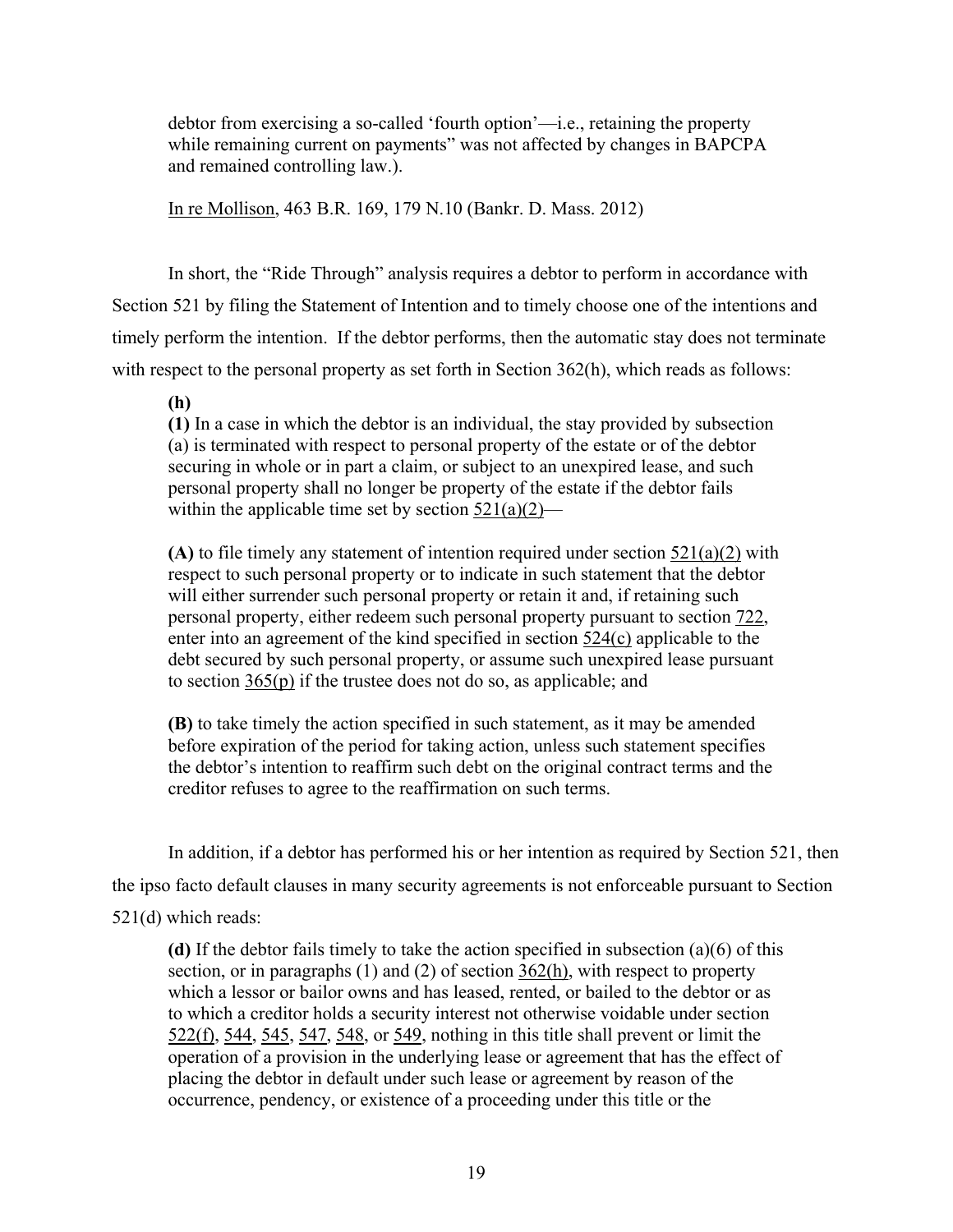debtor from exercising a so-called 'fourth option'—i.e., retaining the property while remaining current on payments" was not affected by changes in BAPCPA and remained controlling law.).

In re Mollison, 463 B.R. 169, 179 N.10 (Bankr. D. Mass. 2012)

In short, the "Ride Through" analysis requires a debtor to perform in accordance with Section 521 by filing the Statement of Intention and to timely choose one of the intentions and timely perform the intention. If the debtor performs, then the automatic stay does not terminate with respect to the personal property as set forth in Section 362(h), which reads as follows:

> **(h)**
> **(1)** In a case in which the debtor is an individual, the stay provided by subsection (a) is terminated with respect to personal property of the estate or of the debtor securing in whole or in part a claim, or subject to an unexpired lease, and such personal property shall no longer be property of the estate if the debtor fails within the applicable time set by section 521(a)(2)—
>
> **(A)** to file timely any statement of intention required under section 521(a)(2) with respect to such personal property or to indicate in such statement that the debtor will either surrender such personal property or retain it and, if retaining such personal property, either redeem such personal property pursuant to section 722, enter into an agreement of the kind specified in section 524(c) applicable to the debt secured by such personal property, or assume such unexpired lease pursuant to section 365(p) if the trustee does not do so, as applicable; and
>
> **(B)** to take timely the action specified in such statement, as it may be amended before expiration of the period for taking action, unless such statement specifies the debtor's intention to reaffirm such debt on the original contract terms and the creditor refuses to agree to the reaffirmation on such terms.

In addition, if a debtor has performed his or her intention as required by Section 521, then the ipso facto default clauses in many security agreements is not enforceable pursuant to Section 521(d) which reads:

> **(d)** If the debtor fails timely to take the action specified in subsection (a)(6) of this section, or in paragraphs (1) and (2) of section 362(h), with respect to property which a lessor or bailor owns and has leased, rented, or bailed to the debtor or as to which a creditor holds a security interest not otherwise voidable under section 522(f), 544, 545, 547, 548, or 549, nothing in this title shall prevent or limit the operation of a provision in the underlying lease or agreement that has the effect of placing the debtor in default under such lease or agreement by reason of the occurrence, pendency, or existence of a proceeding under this title or the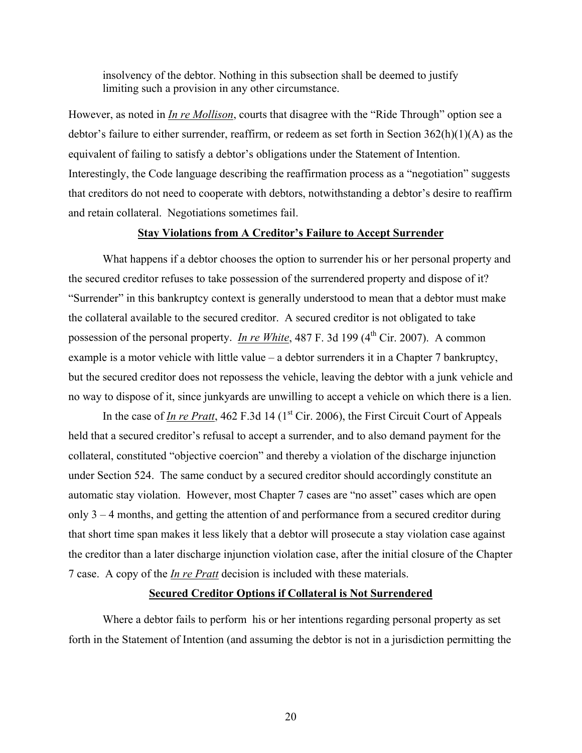insolvency of the debtor. Nothing in this subsection shall be deemed to justify limiting such a provision in any other circumstance.

However, as noted in *In re Mollison*, courts that disagree with the "Ride Through" option see a debtor's failure to either surrender, reaffirm, or redeem as set forth in Section 362(h)(1)(A) as the equivalent of failing to satisfy a debtor's obligations under the Statement of Intention. Interestingly, the Code language describing the reaffirmation process as a "negotiation" suggests that creditors do not need to cooperate with debtors, notwithstanding a debtor's desire to reaffirm and retain collateral. Negotiations sometimes fail.

**Stay Violations from A Creditor's Failure to Accept Surrender**

What happens if a debtor chooses the option to surrender his or her personal property and the secured creditor refuses to take possession of the surrendered property and dispose of it? "Surrender" in this bankruptcy context is generally understood to mean that a debtor must make the collateral available to the secured creditor. A secured creditor is not obligated to take possession of the personal property. *In re White*, 487 F. 3d 199 (4th Cir. 2007). A common example is a motor vehicle with little value – a debtor surrenders it in a Chapter 7 bankruptcy, but the secured creditor does not repossess the vehicle, leaving the debtor with a junk vehicle and no way to dispose of it, since junkyards are unwilling to accept a vehicle on which there is a lien.

In the case of *In re Pratt*, 462 F.3d 14 (1st Cir. 2006), the First Circuit Court of Appeals held that a secured creditor's refusal to accept a surrender, and to also demand payment for the collateral, constituted "objective coercion" and thereby a violation of the discharge injunction under Section 524. The same conduct by a secured creditor should accordingly constitute an automatic stay violation. However, most Chapter 7 cases are "no asset" cases which are open only 3 – 4 months, and getting the attention of and performance from a secured creditor during that short time span makes it less likely that a debtor will prosecute a stay violation case against the creditor than a later discharge injunction violation case, after the initial closure of the Chapter 7 case. A copy of the *In re Pratt* decision is included with these materials.

**Secured Creditor Options if Collateral is Not Surrendered**

Where a debtor fails to perform his or her intentions regarding personal property as set forth in the Statement of Intention (and assuming the debtor is not in a jurisdiction permitting the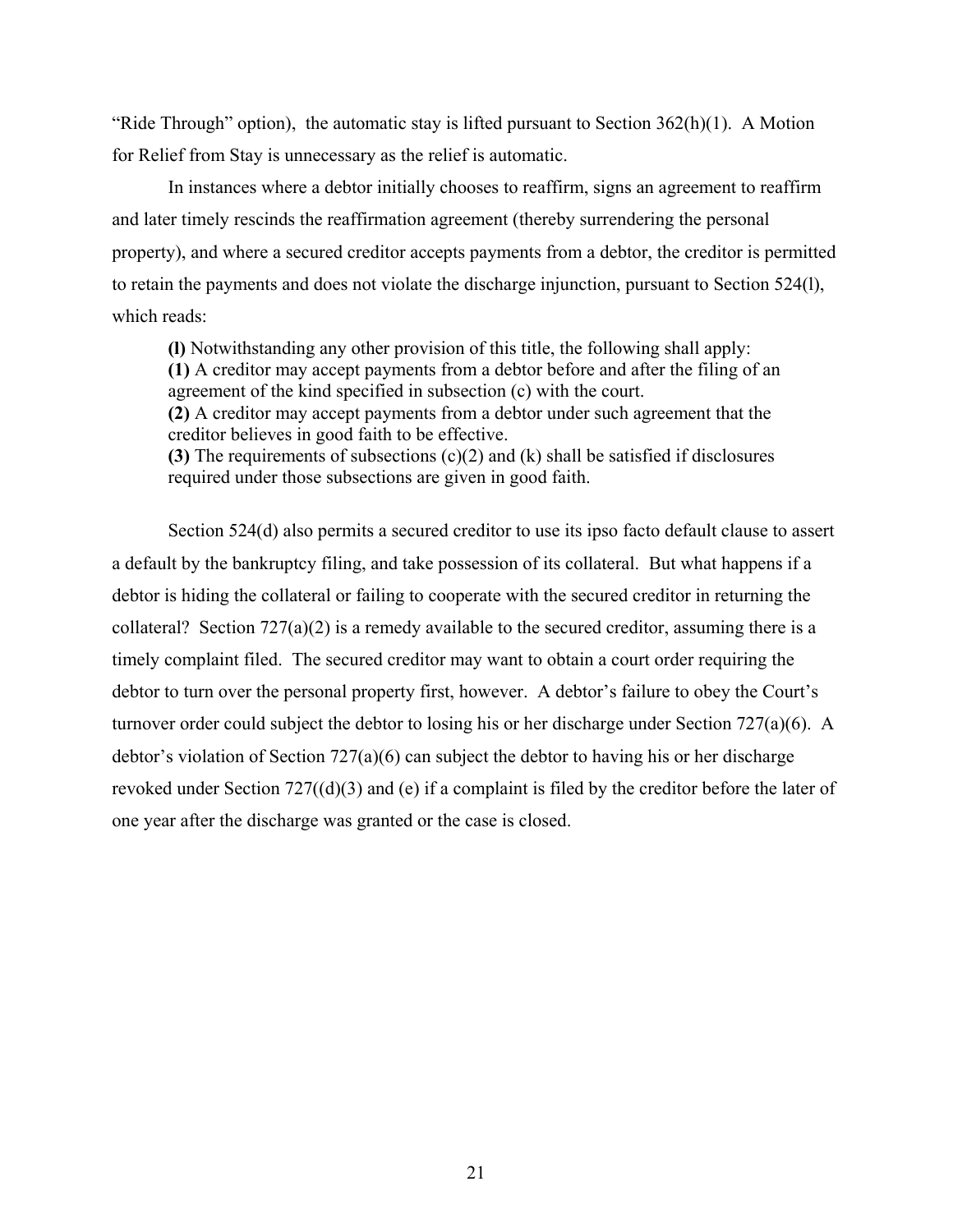"Ride Through" option), the automatic stay is lifted pursuant to Section 362(h)(1). A Motion for Relief from Stay is unnecessary as the relief is automatic.

In instances where a debtor initially chooses to reaffirm, signs an agreement to reaffirm and later timely rescinds the reaffirmation agreement (thereby surrendering the personal property), and where a secured creditor accepts payments from a debtor, the creditor is permitted to retain the payments and does not violate the discharge injunction, pursuant to Section 524(l), which reads:

> **(l)** Notwithstanding any other provision of this title, the following shall apply:
> **(1)** A creditor may accept payments from a debtor before and after the filing of an agreement of the kind specified in subsection (c) with the court.
> **(2)** A creditor may accept payments from a debtor under such agreement that the creditor believes in good faith to be effective.
> **(3)** The requirements of subsections (c)(2) and (k) shall be satisfied if disclosures required under those subsections are given in good faith.

Section 524(d) also permits a secured creditor to use its ipso facto default clause to assert a default by the bankruptcy filing, and take possession of its collateral. But what happens if a debtor is hiding the collateral or failing to cooperate with the secured creditor in returning the collateral? Section 727(a)(2) is a remedy available to the secured creditor, assuming there is a timely complaint filed. The secured creditor may want to obtain a court order requiring the debtor to turn over the personal property first, however. A debtor's failure to obey the Court's turnover order could subject the debtor to losing his or her discharge under Section 727(a)(6). A debtor's violation of Section 727(a)(6) can subject the debtor to having his or her discharge revoked under Section 727((d)(3) and (e) if a complaint is filed by the creditor before the later of one year after the discharge was granted or the case is closed.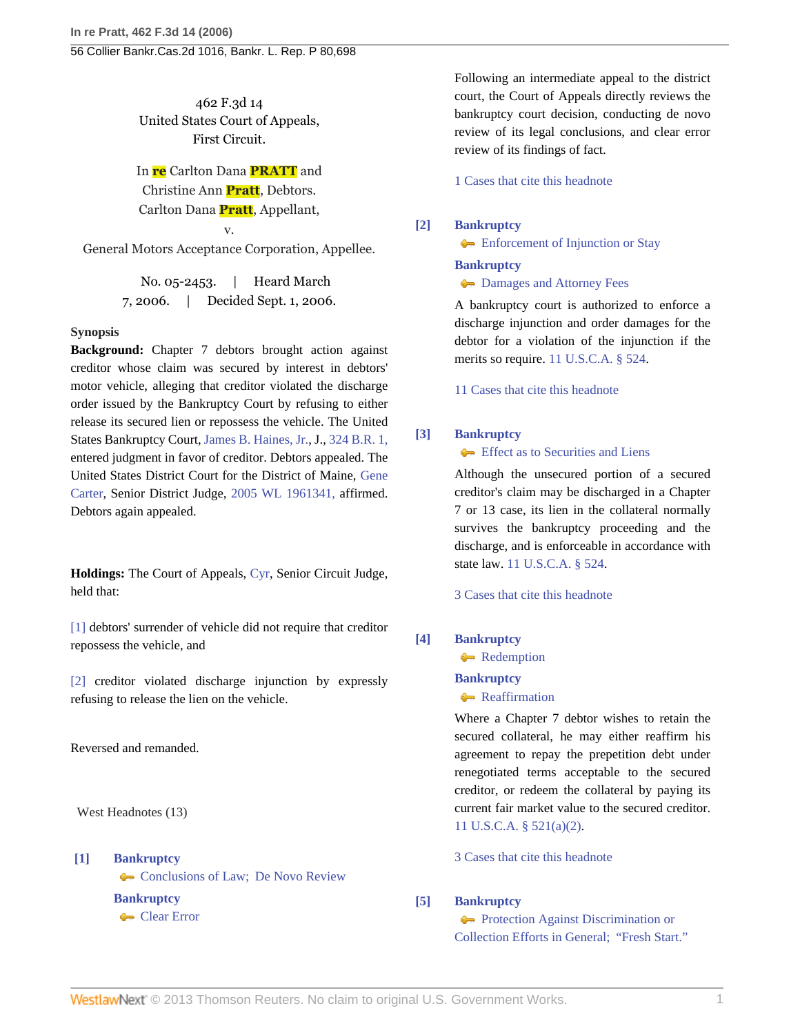462 F.3d 14
United States Court of Appeals,
First Circuit.

In re Carlton Dana PRATT and Christine Ann Pratt, Debtors.
Carlton Dana Pratt, Appellant,
v.
General Motors Acceptance Corporation, Appellee.

No. 05-2453. | Heard March 7, 2006. | Decided Sept. 1, 2006.

**Synopsis**

**Background:** Chapter 7 debtors brought action against creditor whose claim was secured by interest in debtors' motor vehicle, alleging that creditor violated the discharge order issued by the Bankruptcy Court by refusing to either release its secured lien or repossess the vehicle. The United States Bankruptcy Court, James B. Haines, Jr., J., 324 B.R. 1, entered judgment in favor of creditor. Debtors appealed. The United States District Court for the District of Maine, Gene Carter, Senior District Judge, 2005 WL 1961341, affirmed. Debtors again appealed.

**Holdings:** The Court of Appeals, Cyr, Senior Circuit Judge, held that:

[1] debtors' surrender of vehicle did not require that creditor repossess the vehicle, and

[2] creditor violated discharge injunction by expressly refusing to release the lien on the vehicle.

Reversed and remanded.

West Headnotes (13)

**[1]** **Bankruptcy**
Conclusions of Law; De Novo Review
**Bankruptcy**
Clear Error

Following an intermediate appeal to the district court, the Court of Appeals directly reviews the bankruptcy court decision, conducting de novo review of its legal conclusions, and clear error review of its findings of fact.

1 Cases that cite this headnote

**[2]** **Bankruptcy**
Enforcement of Injunction or Stay
**Bankruptcy**
Damages and Attorney Fees

A bankruptcy court is authorized to enforce a discharge injunction and order damages for the debtor for a violation of the injunction if the merits so require. 11 U.S.C.A. § 524.

11 Cases that cite this headnote

**[3]** **Bankruptcy**
Effect as to Securities and Liens

Although the unsecured portion of a secured creditor's claim may be discharged in a Chapter 7 or 13 case, its lien in the collateral normally survives the bankruptcy proceeding and the discharge, and is enforceable in accordance with state law. 11 U.S.C.A. § 524.

3 Cases that cite this headnote

**[4]** **Bankruptcy**
Redemption
**Bankruptcy**
Reaffirmation

Where a Chapter 7 debtor wishes to retain the secured collateral, he may either reaffirm his agreement to repay the prepetition debt under renegotiated terms acceptable to the secured creditor, or redeem the collateral by paying its current fair market value to the secured creditor. 11 U.S.C.A. § 521(a)(2).

3 Cases that cite this headnote

**[5]** **Bankruptcy**
Protection Against Discrimination or Collection Efforts in General; "Fresh Start."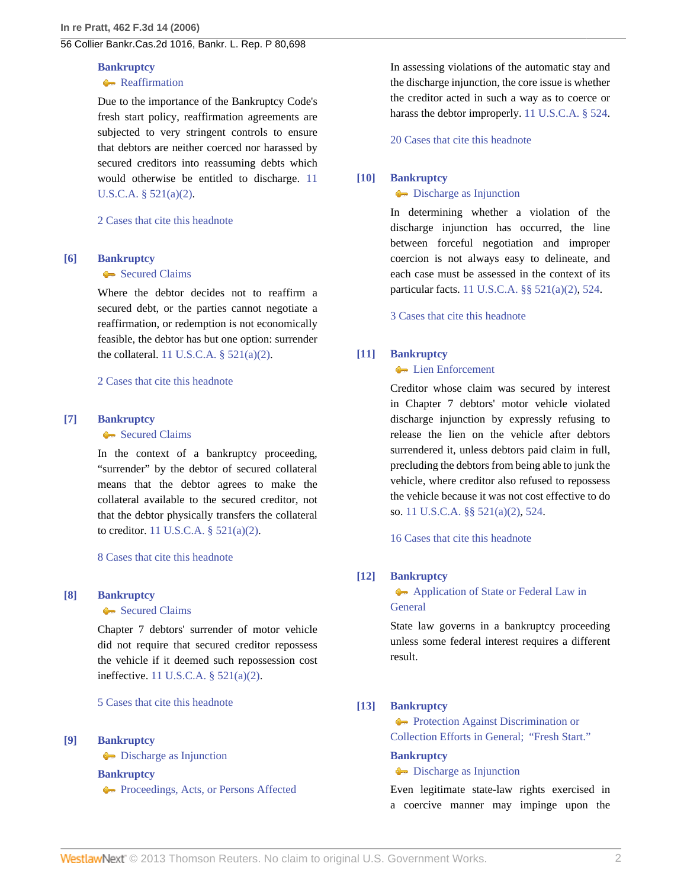**Bankruptcy**

Reaffirmation

Due to the importance of the Bankruptcy Code's fresh start policy, reaffirmation agreements are subjected to very stringent controls to ensure that debtors are neither coerced nor harassed by secured creditors into reassuming debts which would otherwise be entitled to discharge. 11 U.S.C.A. § 521(a)(2).

2 Cases that cite this headnote

[6] **Bankruptcy**

Secured Claims

Where the debtor decides not to reaffirm a secured debt, or the parties cannot negotiate a reaffirmation, or redemption is not economically feasible, the debtor has but one option: surrender the collateral. 11 U.S.C.A. § 521(a)(2).

2 Cases that cite this headnote

[7] **Bankruptcy**

Secured Claims

In the context of a bankruptcy proceeding, "surrender" by the debtor of secured collateral means that the debtor agrees to make the collateral available to the secured creditor, not that the debtor physically transfers the collateral to creditor. 11 U.S.C.A. § 521(a)(2).

8 Cases that cite this headnote

[8] **Bankruptcy**

Secured Claims

Chapter 7 debtors' surrender of motor vehicle did not require that secured creditor repossess the vehicle if it deemed such repossession cost ineffective. 11 U.S.C.A. § 521(a)(2).

5 Cases that cite this headnote

[9] **Bankruptcy**

Discharge as Injunction

**Bankruptcy**

Proceedings, Acts, or Persons Affected

In assessing violations of the automatic stay and the discharge injunction, the core issue is whether the creditor acted in such a way as to coerce or harass the debtor improperly. 11 U.S.C.A. § 524.

20 Cases that cite this headnote

[10] **Bankruptcy**

Discharge as Injunction

In determining whether a violation of the discharge injunction has occurred, the line between forceful negotiation and improper coercion is not always easy to delineate, and each case must be assessed in the context of its particular facts. 11 U.S.C.A. §§ 521(a)(2), 524.

3 Cases that cite this headnote

[11] **Bankruptcy**

Lien Enforcement

Creditor whose claim was secured by interest in Chapter 7 debtors' motor vehicle violated discharge injunction by expressly refusing to release the lien on the vehicle after debtors surrendered it, unless debtors paid claim in full, precluding the debtors from being able to junk the vehicle, where creditor also refused to repossess the vehicle because it was not cost effective to do so. 11 U.S.C.A. §§ 521(a)(2), 524.

16 Cases that cite this headnote

[12] **Bankruptcy**

Application of State or Federal Law in General

State law governs in a bankruptcy proceeding unless some federal interest requires a different result.

[13] **Bankruptcy**

Protection Against Discrimination or Collection Efforts in General; "Fresh Start."

**Bankruptcy**

Discharge as Injunction

Even legitimate state-law rights exercised in a coercive manner may impinge upon the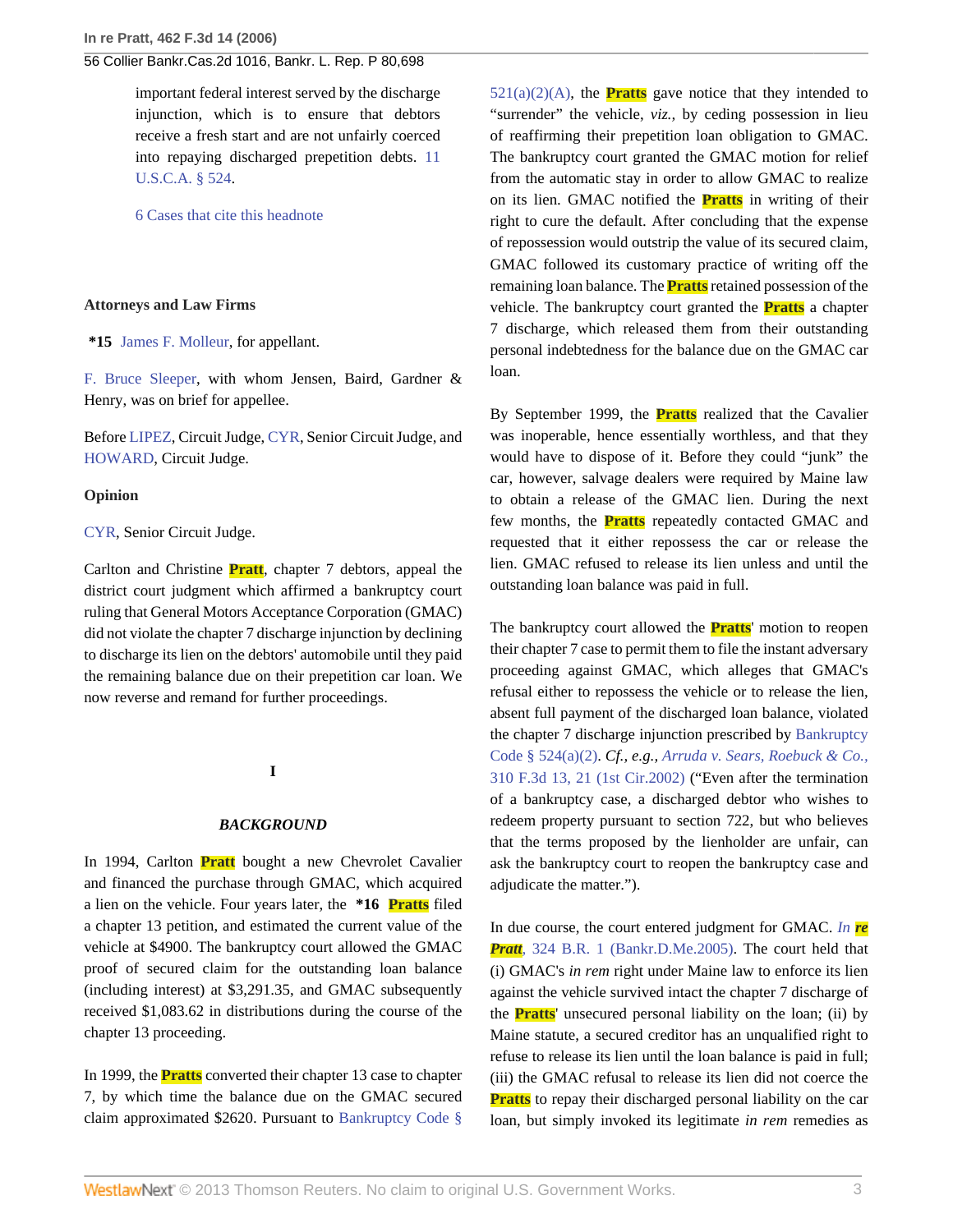important federal interest served by the discharge injunction, which is to ensure that debtors receive a fresh start and are not unfairly coerced into repaying discharged prepetition debts. 11 U.S.C.A. § 524.

6 Cases that cite this headnote

**Attorneys and Law Firms**

**\*15** James F. Molleur, for appellant.

F. Bruce Sleeper, with whom Jensen, Baird, Gardner & Henry, was on brief for appellee.

Before LIPEZ, Circuit Judge, CYR, Senior Circuit Judge, and HOWARD, Circuit Judge.

**Opinion**

CYR, Senior Circuit Judge.

Carlton and Christine Pratt, chapter 7 debtors, appeal the district court judgment which affirmed a bankruptcy court ruling that General Motors Acceptance Corporation (GMAC) did not violate the chapter 7 discharge injunction by declining to discharge its lien on the debtors' automobile until they paid the remaining balance due on their prepetition car loan. We now reverse and remand for further proceedings.

## I

### *BACKGROUND*

In 1994, Carlton Pratt bought a new Chevrolet Cavalier and financed the purchase through GMAC, which acquired a lien on the vehicle. Four years later, the **\*16** Pratts filed a chapter 13 petition, and estimated the current value of the vehicle at $4900. The bankruptcy court allowed the GMAC proof of secured claim for the outstanding loan balance (including interest) at $3,291.35, and GMAC subsequently received $1,083.62 in distributions during the course of the chapter 13 proceeding.

In 1999, the Pratts converted their chapter 13 case to chapter 7, by which time the balance due on the GMAC secured claim approximated $2620. Pursuant to Bankruptcy Code § 521(a)(2)(A), the Pratts gave notice that they intended to "surrender" the vehicle, *viz.,* by ceding possession in lieu of reaffirming their prepetition loan obligation to GMAC. The bankruptcy court granted the GMAC motion for relief from the automatic stay in order to allow GMAC to realize on its lien. GMAC notified the Pratts in writing of their right to cure the default. After concluding that the expense of repossession would outstrip the value of its secured claim, GMAC followed its customary practice of writing off the remaining loan balance. The Pratts retained possession of the vehicle. The bankruptcy court granted the Pratts a chapter 7 discharge, which released them from their outstanding personal indebtedness for the balance due on the GMAC car loan.

By September 1999, the Pratts realized that the Cavalier was inoperable, hence essentially worthless, and that they would have to dispose of it. Before they could "junk" the car, however, salvage dealers were required by Maine law to obtain a release of the GMAC lien. During the next few months, the Pratts repeatedly contacted GMAC and requested that it either repossess the car or release the lien. GMAC refused to release its lien unless and until the outstanding loan balance was paid in full.

The bankruptcy court allowed the Pratts' motion to reopen their chapter 7 case to permit them to file the instant adversary proceeding against GMAC, which alleges that GMAC's refusal either to repossess the vehicle or to release the lien, absent full payment of the discharged loan balance, violated the chapter 7 discharge injunction prescribed by Bankruptcy Code § 524(a)(2). *Cf., e.g., Arruda v. Sears, Roebuck & Co.,* 310 F.3d 13, 21 (1st Cir.2002) ("Even after the termination of a bankruptcy case, a discharged debtor who wishes to redeem property pursuant to section 722, but who believes that the terms proposed by the lienholder are unfair, can ask the bankruptcy court to reopen the bankruptcy case and adjudicate the matter.").

In due course, the court entered judgment for GMAC. *In re Pratt,* 324 B.R. 1 (Bankr.D.Me.2005). The court held that (i) GMAC's *in rem* right under Maine law to enforce its lien against the vehicle survived intact the chapter 7 discharge of the Pratts' unsecured personal liability on the loan; (ii) by Maine statute, a secured creditor has an unqualified right to refuse to release its lien until the loan balance is paid in full; (iii) the GMAC refusal to release its lien did not coerce the Pratts to repay their discharged personal liability on the car loan, but simply invoked its legitimate *in rem* remedies as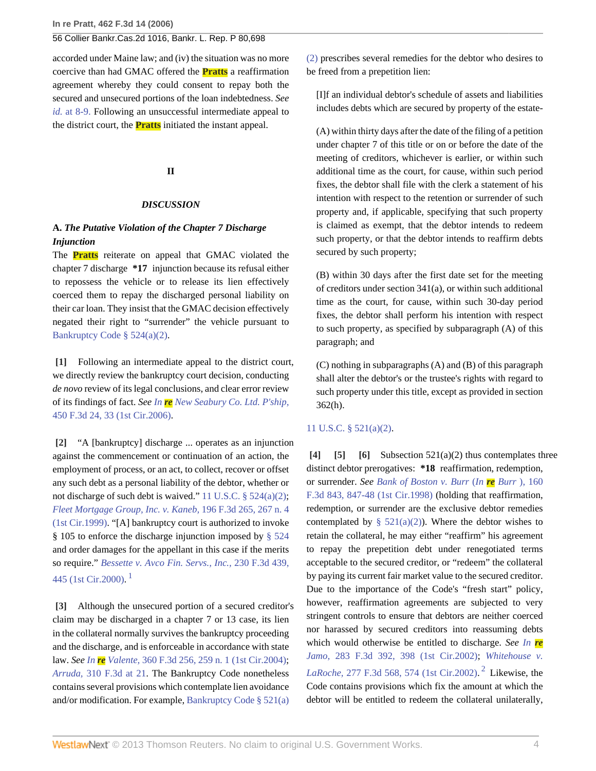accorded under Maine law; and (iv) the situation was no more coercive than had GMAC offered the **Pratts** a reaffirmation agreement whereby they could consent to repay both the secured and unsecured portions of the loan indebtedness. *See id.* at 8-9. Following an unsuccessful intermediate appeal to the district court, the **Pratts** initiated the instant appeal.

## II

## *DISCUSSION*

### A. *The Putative Violation of the Chapter 7 Discharge Injunction*

The **Pratts** reiterate on appeal that GMAC violated the chapter 7 discharge **\*17** injunction because its refusal either to repossess the vehicle or to release its lien effectively coerced them to repay the discharged personal liability on their car loan. They insist that the GMAC decision effectively negated their right to "surrender" the vehicle pursuant to Bankruptcy Code § 524(a)(2).

**[1]** Following an intermediate appeal to the district court, we directly review the bankruptcy court decision, conducting *de novo* review of its legal conclusions, and clear error review of its findings of fact. *See In re New Seabury Co. Ltd. P'ship,* 450 F.3d 24, 33 (1st Cir.2006).

**[2]** "A [bankruptcy] discharge ... operates as an injunction against the commencement or continuation of an action, the employment of process, or an act, to collect, recover or offset any such debt as a personal liability of the debtor, whether or not discharge of such debt is waived." 11 U.S.C. § 524(a)(2); *Fleet Mortgage Group, Inc. v. Kaneb,* 196 F.3d 265, 267 n. 4 (1st Cir.1999). "[A] bankruptcy court is authorized to invoke § 105 to enforce the discharge injunction imposed by § 524 and order damages for the appellant in this case if the merits so require." *Bessette v. Avco Fin. Servs., Inc.,* 230 F.3d 439, 445 (1st Cir.2000). [1]

**[3]** Although the unsecured portion of a secured creditor's claim may be discharged in a chapter 7 or 13 case, its lien in the collateral normally survives the bankruptcy proceeding and the discharge, and is enforceable in accordance with state law. *See In re Valente,* 360 F.3d 256, 259 n. 1 (1st Cir.2004); *Arruda,* 310 F.3d at 21. The Bankruptcy Code nonetheless contains several provisions which contemplate lien avoidance and/or modification. For example, Bankruptcy Code § 521(a)(2) prescribes several remedies for the debtor who desires to be freed from a prepetition lien:

> [I]f an individual debtor's schedule of assets and liabilities includes debts which are secured by property of the estate-
>
> (A) within thirty days after the date of the filing of a petition under chapter 7 of this title or on or before the date of the meeting of creditors, whichever is earlier, or within such additional time as the court, for cause, within such period fixes, the debtor shall file with the clerk a statement of his intention with respect to the retention or surrender of such property and, if applicable, specifying that such property is claimed as exempt, that the debtor intends to redeem such property, or that the debtor intends to reaffirm debts secured by such property;
>
> (B) within 30 days after the first date set for the meeting of creditors under section 341(a), or within such additional time as the court, for cause, within such 30-day period fixes, the debtor shall perform his intention with respect to such property, as specified by subparagraph (A) of this paragraph; and
>
> (C) nothing in subparagraphs (A) and (B) of this paragraph shall alter the debtor's or the trustee's rights with regard to such property under this title, except as provided in section 362(h).

11 U.S.C. § 521(a)(2).

**[4]** **[5]** **[6]** Subsection 521(a)(2) thus contemplates three distinct debtor prerogatives: **\*18** reaffirmation, redemption, or surrender. *See Bank of Boston v. Burr (In re Burr ),* 160 F.3d 843, 847-48 (1st Cir.1998) (holding that reaffirmation, redemption, or surrender are the exclusive debtor remedies contemplated by § 521(a)(2)). Where the debtor wishes to retain the collateral, he may either "reaffirm" his agreement to repay the prepetition debt under renegotiated terms acceptable to the secured creditor, or "redeem" the collateral by paying its current fair market value to the secured creditor. Due to the importance of the Code's "fresh start" policy, however, reaffirmation agreements are subjected to very stringent controls to ensure that debtors are neither coerced nor harassed by secured creditors into reassuming debts which would otherwise be entitled to discharge. *See In re Jamo,* 283 F.3d 392, 398 (1st Cir.2002); *Whitehouse v. LaRoche,* 277 F.3d 568, 574 (1st Cir.2002). [2] Likewise, the Code contains provisions which fix the amount at which the debtor will be entitled to redeem the collateral unilaterally,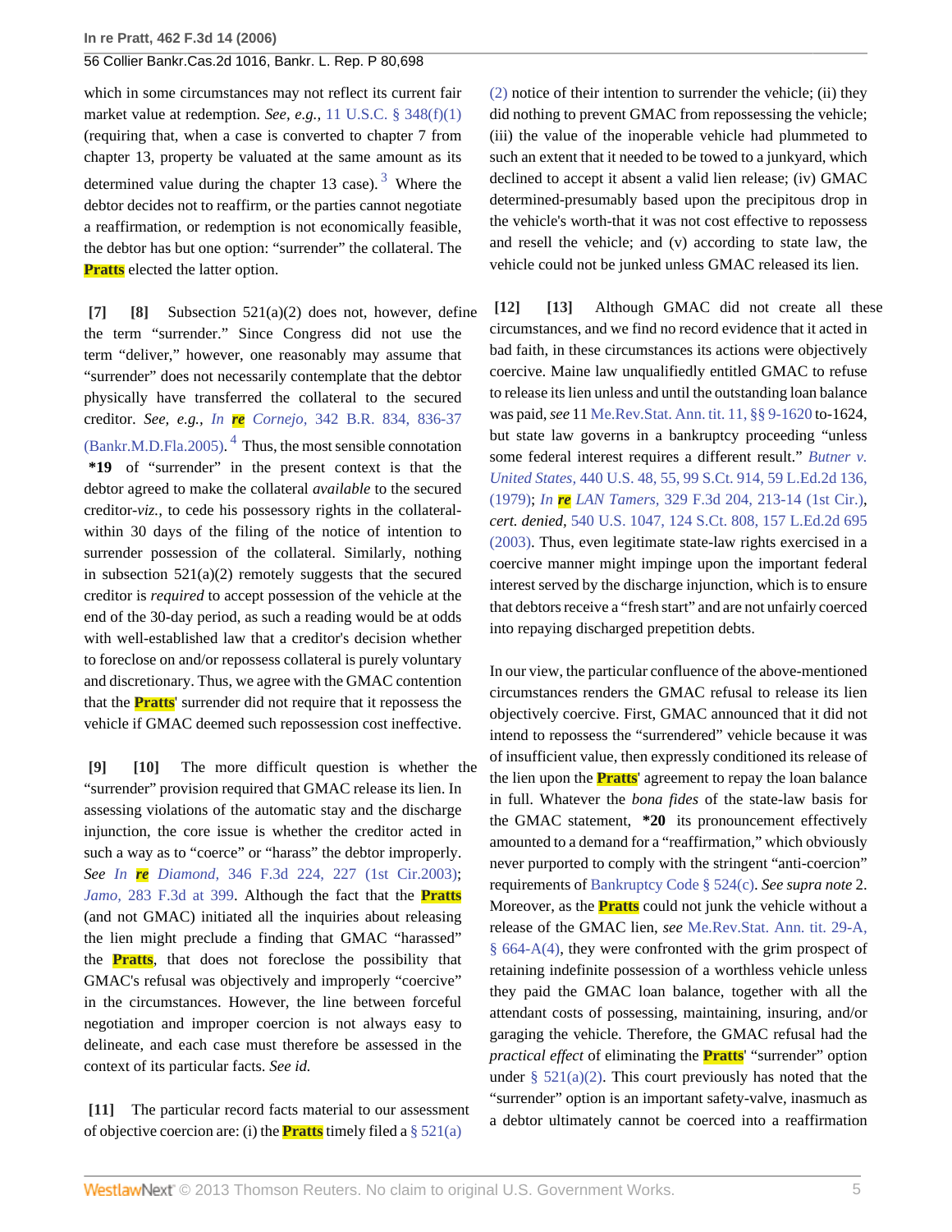which in some circumstances may not reflect its current fair market value at redemption. *See, e.g.,* 11 U.S.C. § 348(f)(1) (requiring that, when a case is converted to chapter 7 from chapter 13, property be valuated at the same amount as its determined value during the chapter 13 case).[3] Where the debtor decides not to reaffirm, or the parties cannot negotiate a reaffirmation, or redemption is not economically feasible, the debtor has but one option: "surrender" the collateral. The **Pratts** elected the latter option.

**[7] [8]** Subsection 521(a)(2) does not, however, define the term "surrender." Since Congress did not use the term "deliver," however, one reasonably may assume that "surrender" does not necessarily contemplate that the debtor physically have transferred the collateral to the secured creditor. *See, e.g., In re Cornejo,* 342 B.R. 834, 836-37 (Bankr.M.D.Fla.2005).[4] Thus, the most sensible connotation **\*19** of "surrender" in the present context is that the debtor agreed to make the collateral *available* to the secured creditor-*viz.,* to cede his possessory rights in the collateral-within 30 days of the filing of the notice of intention to surrender possession of the collateral. Similarly, nothing in subsection 521(a)(2) remotely suggests that the secured creditor is *required* to accept possession of the vehicle at the end of the 30-day period, as such a reading would be at odds with well-established law that a creditor's decision whether to foreclose on and/or repossess collateral is purely voluntary and discretionary. Thus, we agree with the GMAC contention that the **Pratts**' surrender did not require that it repossess the vehicle if GMAC deemed such repossession cost ineffective.

**[9] [10]** The more difficult question is whether the "surrender" provision required that GMAC release its lien. In assessing violations of the automatic stay and the discharge injunction, the core issue is whether the creditor acted in such a way as to "coerce" or "harass" the debtor improperly. *See In re Diamond,* 346 F.3d 224, 227 (1st Cir.2003); *Jamo,* 283 F.3d at 399. Although the fact that the **Pratts** (and not GMAC) initiated all the inquiries about releasing the lien might preclude a finding that GMAC "harassed" the **Pratts**, that does not foreclose the possibility that GMAC's refusal was objectively and improperly "coercive" in the circumstances. However, the line between forceful negotiation and improper coercion is not always easy to delineate, and each case must therefore be assessed in the context of its particular facts. *See id.*

**[11]** The particular record facts material to our assessment of objective coercion are: (i) the **Pratts** timely filed a § 521(a)(2) notice of their intention to surrender the vehicle; (ii) they did nothing to prevent GMAC from repossessing the vehicle; (iii) the value of the inoperable vehicle had plummeted to such an extent that it needed to be towed to a junkyard, which declined to accept it absent a valid lien release; (iv) GMAC determined-presumably based upon the precipitous drop in the vehicle's worth-that it was not cost effective to repossess and resell the vehicle; and (v) according to state law, the vehicle could not be junked unless GMAC released its lien.

**[12] [13]** Although GMAC did not create all these circumstances, and we find no record evidence that it acted in bad faith, in these circumstances its actions were objectively coercive. Maine law unqualifiedly entitled GMAC to refuse to release its lien unless and until the outstanding loan balance was paid, *see* 11 Me.Rev.Stat. Ann. tit. 11, §§ 9-1620 to-1624, but state law governs in a bankruptcy proceeding "unless some federal interest requires a different result." *Butner v. United States,* 440 U.S. 48, 55, 99 S.Ct. 914, 59 L.Ed.2d 136, (1979); *In re LAN Tamers,* 329 F.3d 204, 213-14 (1st Cir.), *cert. denied,* 540 U.S. 1047, 124 S.Ct. 808, 157 L.Ed.2d 695 (2003). Thus, even legitimate state-law rights exercised in a coercive manner might impinge upon the important federal interest served by the discharge injunction, which is to ensure that debtors receive a "fresh start" and are not unfairly coerced into repaying discharged prepetition debts.

In our view, the particular confluence of the above-mentioned circumstances renders the GMAC refusal to release its lien objectively coercive. First, GMAC announced that it did not intend to repossess the "surrendered" vehicle because it was of insufficient value, then expressly conditioned its release of the lien upon the **Pratts**' agreement to repay the loan balance in full. Whatever the *bona fides* of the state-law basis for the GMAC statement, **\*20** its pronouncement effectively amounted to a demand for a "reaffirmation," which obviously never purported to comply with the stringent "anti-coercion" requirements of Bankruptcy Code § 524(c). *See supra note* 2. Moreover, as the **Pratts** could not junk the vehicle without a release of the GMAC lien, *see* Me.Rev.Stat. Ann. tit. 29-A, § 664-A(4), they were confronted with the grim prospect of retaining indefinite possession of a worthless vehicle unless they paid the GMAC loan balance, together with all the attendant costs of possessing, maintaining, insuring, and/or garaging the vehicle. Therefore, the GMAC refusal had the *practical effect* of eliminating the **Pratts**' "surrender" option under § 521(a)(2). This court previously has noted that the "surrender" option is an important safety-valve, inasmuch as a debtor ultimately cannot be coerced into a reaffirmation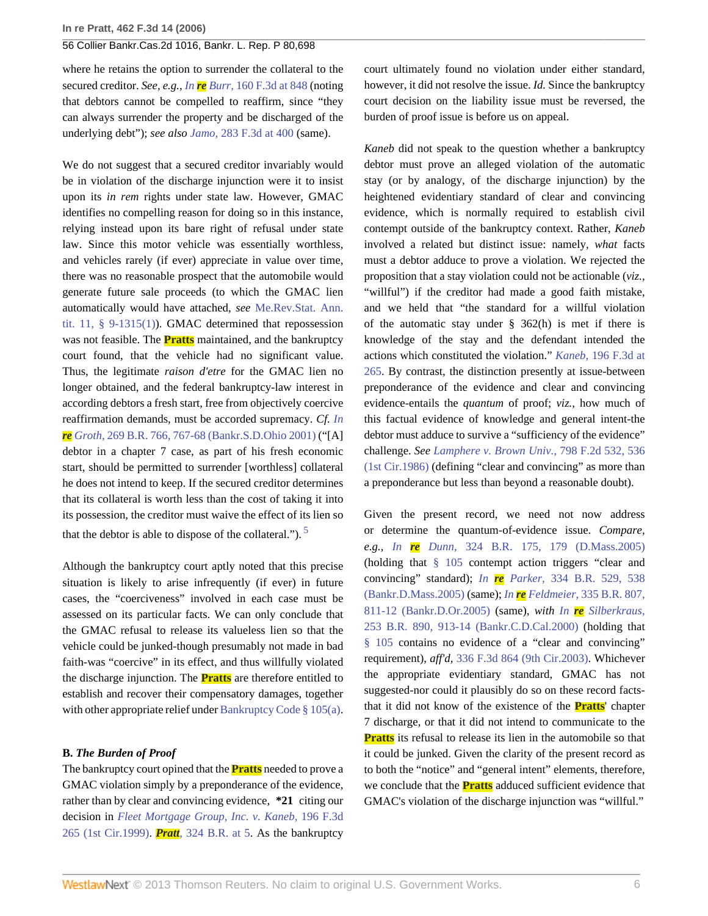where he retains the option to surrender the collateral to the secured creditor. *See, e.g., In re Burr,* 160 F.3d at 848 (noting that debtors cannot be compelled to reaffirm, since "they can always surrender the property and be discharged of the underlying debt"); *see also Jamo,* 283 F.3d at 400 (same).

We do not suggest that a secured creditor invariably would be in violation of the discharge injunction were it to insist upon its *in rem* rights under state law. However, GMAC identifies no compelling reason for doing so in this instance, relying instead upon its bare right of refusal under state law. Since this motor vehicle was essentially worthless, and vehicles rarely (if ever) appreciate in value over time, there was no reasonable prospect that the automobile would generate future sale proceeds (to which the GMAC lien automatically would have attached, *see* Me.Rev.Stat. Ann. tit. 11, § 9-1315(1)). GMAC determined that repossession was not feasible. The Pratts maintained, and the bankruptcy court found, that the vehicle had no significant value. Thus, the legitimate *raison d'etre* for the GMAC lien no longer obtained, and the federal bankruptcy-law interest in according debtors a fresh start, free from objectively coercive reaffirmation demands, must be accorded supremacy. *Cf. In re Groth,* 269 B.R. 766, 767-68 (Bankr.S.D.Ohio 2001) ("[A] debtor in a chapter 7 case, as part of his fresh economic start, should be permitted to surrender [worthless] collateral he does not intend to keep. If the secured creditor determines that its collateral is worth less than the cost of taking it into its possession, the creditor must waive the effect of its lien so that the debtor is able to dispose of the collateral.").[5]

Although the bankruptcy court aptly noted that this precise situation is likely to arise infrequently (if ever) in future cases, the "coerciveness" involved in each case must be assessed on its particular facts. We can only conclude that the GMAC refusal to release its valueless lien so that the vehicle could be junked-though presumably not made in bad faith-was "coercive" in its effect, and thus willfully violated the discharge injunction. The Pratts are therefore entitled to establish and recover their compensatory damages, together with other appropriate relief under Bankruptcy Code § 105(a).

**B. *The Burden of Proof***

The bankruptcy court opined that the Pratts needed to prove a GMAC violation simply by a preponderance of the evidence, rather than by clear and convincing evidence, **\*21** citing our decision in *Fleet Mortgage Group, Inc. v. Kaneb,* 196 F.3d 265 (1st Cir.1999). *Pratt,* 324 B.R. at 5. As the bankruptcy court ultimately found no violation under either standard, however, it did not resolve the issue. *Id.* Since the bankruptcy court decision on the liability issue must be reversed, the burden of proof issue is before us on appeal.

*Kaneb* did not speak to the question whether a bankruptcy debtor must prove an alleged violation of the automatic stay (or by analogy, of the discharge injunction) by the heightened evidentiary standard of clear and convincing evidence, which is normally required to establish civil contempt outside of the bankruptcy context. Rather, *Kaneb* involved a related but distinct issue: namely, *what* facts must a debtor adduce to prove a violation. We rejected the proposition that a stay violation could not be actionable (*viz.,* "willful") if the creditor had made a good faith mistake, and we held that "the standard for a willful violation of the automatic stay under § 362(h) is met if there is knowledge of the stay and the defendant intended the actions which constituted the violation." *Kaneb,* 196 F.3d at 265. By contrast, the distinction presently at issue-between preponderance of the evidence and clear and convincing evidence-entails the *quantum* of proof; *viz.,* how much of this factual evidence of knowledge and general intent-the debtor must adduce to survive a "sufficiency of the evidence" challenge. *See Lamphere v. Brown Univ.,* 798 F.2d 532, 536 (1st Cir.1986) (defining "clear and convincing" as more than a preponderance but less than beyond a reasonable doubt).

Given the present record, we need not now address or determine the quantum-of-evidence issue. *Compare, e.g., In re Dunn,* 324 B.R. 175, 179 (D.Mass.2005) (holding that § 105 contempt action triggers "clear and convincing" standard); *In re Parker,* 334 B.R. 529, 538 (Bankr.D.Mass.2005) (same); *In re Feldmeier,* 335 B.R. 807, 811-12 (Bankr.D.Or.2005) (same), *with In re Silberkraus,* 253 B.R. 890, 913-14 (Bankr.C.D.Cal.2000) (holding that § 105 contains no evidence of a "clear and convincing" requirement), *aff'd,* 336 F.3d 864 (9th Cir.2003). Whichever the appropriate evidentiary standard, GMAC has not suggested-nor could it plausibly do so on these record facts-that it did not know of the existence of the Pratts' chapter 7 discharge, or that it did not intend to communicate to the Pratts its refusal to release its lien in the automobile so that it could be junked. Given the clarity of the present record as to both the "notice" and "general intent" elements, therefore, we conclude that the Pratts adduced sufficient evidence that GMAC's violation of the discharge injunction was "willful."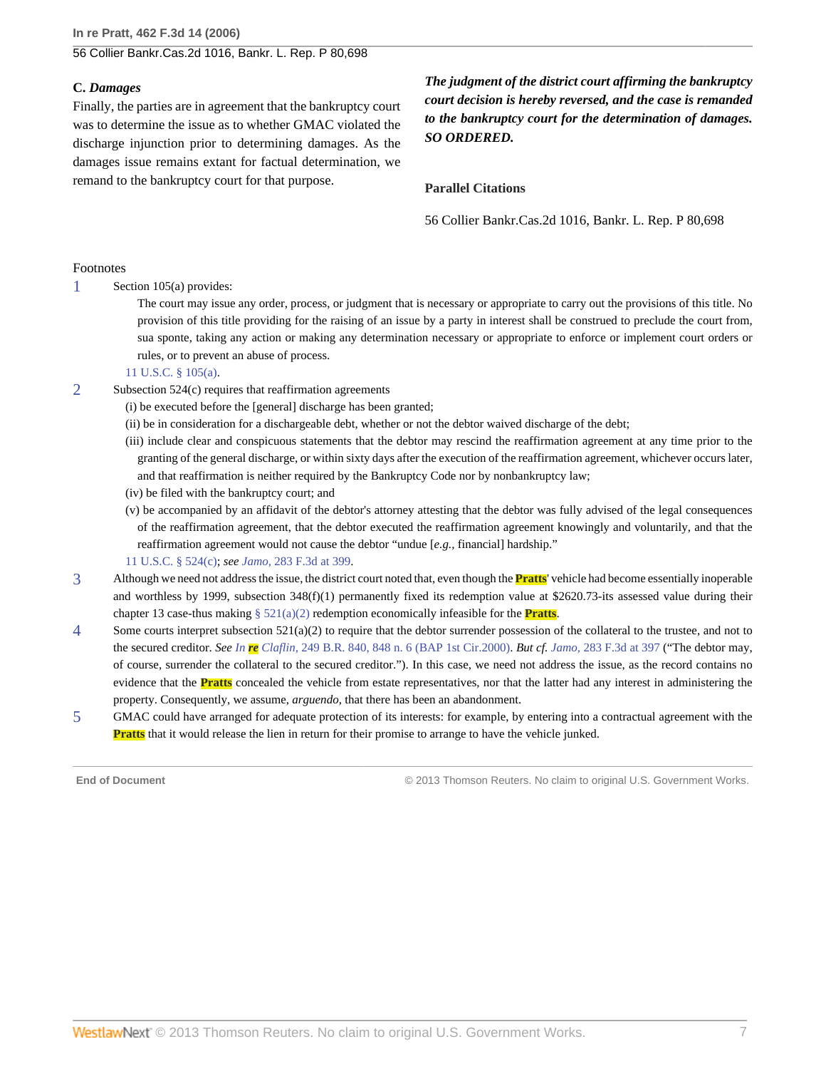### C. *Damages*

Finally, the parties are in agreement that the bankruptcy court was to determine the issue as to whether GMAC violated the discharge injunction prior to determining damages. As the damages issue remains extant for factual determination, we remand to the bankruptcy court for that purpose.

***The judgment of the district court affirming the bankruptcy court decision is hereby reversed, and the case is remanded to the bankruptcy court for the determination of damages. SO ORDERED.***

**Parallel Citations**

56 Collier Bankr.Cas.2d 1016, Bankr. L. Rep. P 80,698

Footnotes

1 Section 105(a) provides:

> The court may issue any order, process, or judgment that is necessary or appropriate to carry out the provisions of this title. No provision of this title providing for the raising of an issue by a party in interest shall be construed to preclude the court from, sua sponte, taking any action or making any determination necessary or appropriate to enforce or implement court orders or rules, or to prevent an abuse of process.

11 U.S.C. § 105(a).

2 Subsection 524(c) requires that reaffirmation agreements

(i) be executed before the [general] discharge has been granted;

(ii) be in consideration for a dischargeable debt, whether or not the debtor waived discharge of the debt;

(iii) include clear and conspicuous statements that the debtor may rescind the reaffirmation agreement at any time prior to the granting of the general discharge, or within sixty days after the execution of the reaffirmation agreement, whichever occurs later, and that reaffirmation is neither required by the Bankruptcy Code nor by nonbankruptcy law;

(iv) be filed with the bankruptcy court; and

(v) be accompanied by an affidavit of the debtor's attorney attesting that the debtor was fully advised of the legal consequences of the reaffirmation agreement, that the debtor executed the reaffirmation agreement knowingly and voluntarily, and that the reaffirmation agreement would not cause the debtor "undue [*e.g.,* financial] hardship."

11 U.S.C. § 524(c); *see Jamo,* 283 F.3d at 399.

3 Although we need not address the issue, the district court noted that, even though the Pratts' vehicle had become essentially inoperable and worthless by 1999, subsection 348(f)(1) permanently fixed its redemption value at $2620.73-its assessed value during their chapter 13 case-thus making § 521(a)(2) redemption economically infeasible for the Pratts.

4 Some courts interpret subsection 521(a)(2) to require that the debtor surrender possession of the collateral to the trustee, and not to the secured creditor. *See In re Claflin,* 249 B.R. 840, 848 n. 6 (BAP 1st Cir.2000). *But cf. Jamo,* 283 F.3d at 397 ("The debtor may, of course, surrender the collateral to the secured creditor."). In this case, we need not address the issue, as the record contains no evidence that the Pratts concealed the vehicle from estate representatives, nor that the latter had any interest in administering the property. Consequently, we assume, *arguendo,* that there has been an abandonment.

5 GMAC could have arranged for adequate protection of its interests: for example, by entering into a contractual agreement with the Pratts that it would release the lien in return for their promise to arrange to have the vehicle junked.

End of Document © 2013 Thomson Reuters. No claim to original U.S. Government Works.